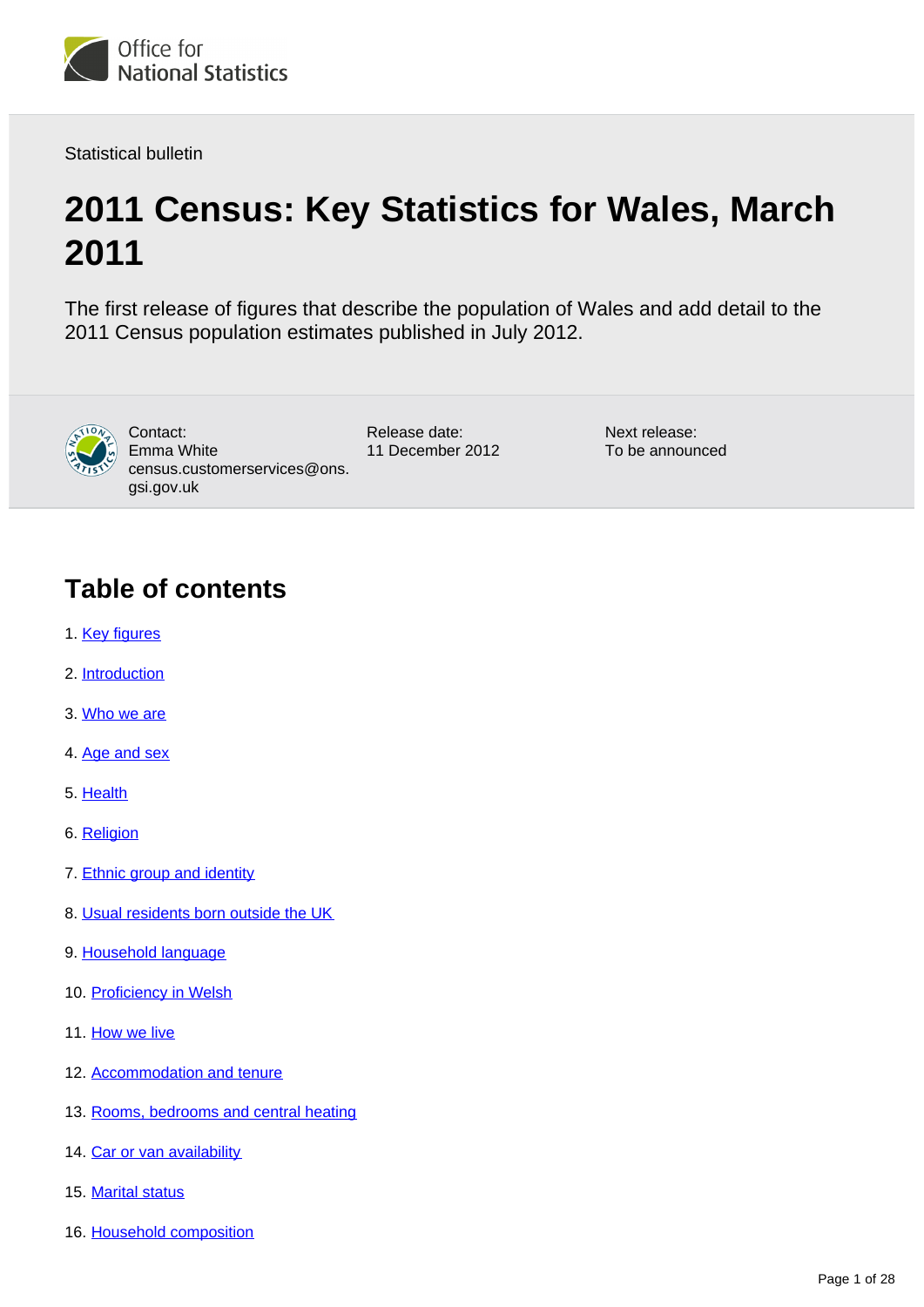Statistical bulletin

# 2011 Census: Key Statistics for Wales, March 2011

The first release of figures that describe the population of Wales and add detail to the 2011 Census population estimates published in July 2012.

Contact:
Emma White
census.customerservices@ons.gsi.gov.uk

Release date:
11 December 2012

Next release:
To be announced

## Table of contents

1. Key figures
2. Introduction
3. Who we are
4. Age and sex
5. Health
6. Religion
7. Ethnic group and identity
8. Usual residents born outside the UK
9. Household language
10. Proficiency in Welsh
11. How we live
12. Accommodation and tenure
13. Rooms, bedrooms and central heating
14. Car or van availability
15. Marital status
16. Household composition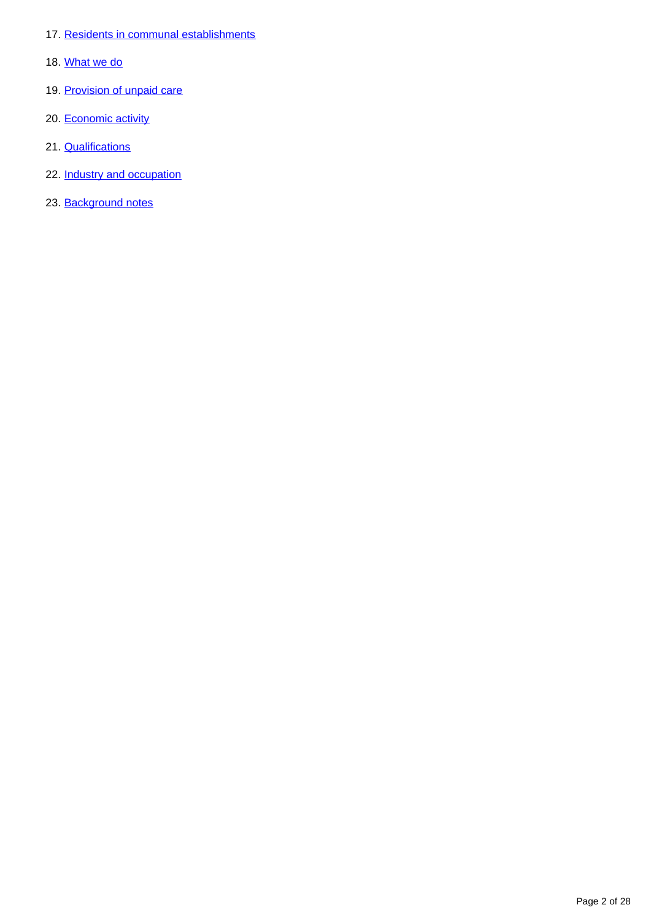17. Residents in communal establishments
18. What we do
19. Provision of unpaid care
20. Economic activity
21. Qualifications
22. Industry and occupation
23. Background notes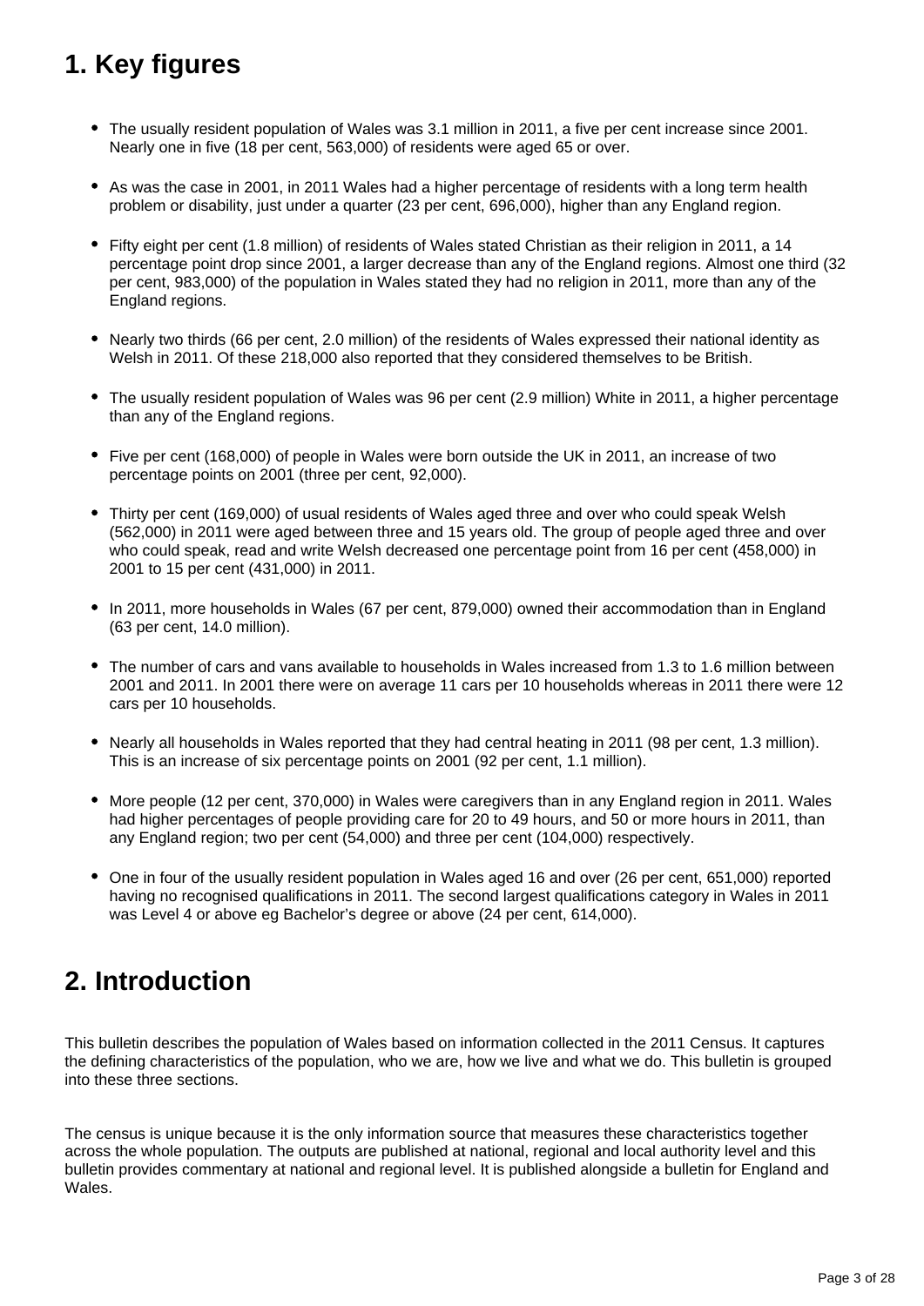## 1. Key figures

- The usually resident population of Wales was 3.1 million in 2011, a five per cent increase since 2001. Nearly one in five (18 per cent, 563,000) of residents were aged 65 or over.
- As was the case in 2001, in 2011 Wales had a higher percentage of residents with a long term health problem or disability, just under a quarter (23 per cent, 696,000), higher than any England region.
- Fifty eight per cent (1.8 million) of residents of Wales stated Christian as their religion in 2011, a 14 percentage point drop since 2001, a larger decrease than any of the England regions. Almost one third (32 per cent, 983,000) of the population in Wales stated they had no religion in 2011, more than any of the England regions.
- Nearly two thirds (66 per cent, 2.0 million) of the residents of Wales expressed their national identity as Welsh in 2011. Of these 218,000 also reported that they considered themselves to be British.
- The usually resident population of Wales was 96 per cent (2.9 million) White in 2011, a higher percentage than any of the England regions.
- Five per cent (168,000) of people in Wales were born outside the UK in 2011, an increase of two percentage points on 2001 (three per cent, 92,000).
- Thirty per cent (169,000) of usual residents of Wales aged three and over who could speak Welsh (562,000) in 2011 were aged between three and 15 years old. The group of people aged three and over who could speak, read and write Welsh decreased one percentage point from 16 per cent (458,000) in 2001 to 15 per cent (431,000) in 2011.
- In 2011, more households in Wales (67 per cent, 879,000) owned their accommodation than in England (63 per cent, 14.0 million).
- The number of cars and vans available to households in Wales increased from 1.3 to 1.6 million between 2001 and 2011. In 2001 there were on average 11 cars per 10 households whereas in 2011 there were 12 cars per 10 households.
- Nearly all households in Wales reported that they had central heating in 2011 (98 per cent, 1.3 million). This is an increase of six percentage points on 2001 (92 per cent, 1.1 million).
- More people (12 per cent, 370,000) in Wales were caregivers than in any England region in 2011. Wales had higher percentages of people providing care for 20 to 49 hours, and 50 or more hours in 2011, than any England region; two per cent (54,000) and three per cent (104,000) respectively.
- One in four of the usually resident population in Wales aged 16 and over (26 per cent, 651,000) reported having no recognised qualifications in 2011. The second largest qualifications category in Wales in 2011 was Level 4 or above eg Bachelor's degree or above (24 per cent, 614,000).

## 2. Introduction

This bulletin describes the population of Wales based on information collected in the 2011 Census. It captures the defining characteristics of the population, who we are, how we live and what we do. This bulletin is grouped into these three sections.

The census is unique because it is the only information source that measures these characteristics together across the whole population. The outputs are published at national, regional and local authority level and this bulletin provides commentary at national and regional level. It is published alongside a bulletin for England and Wales.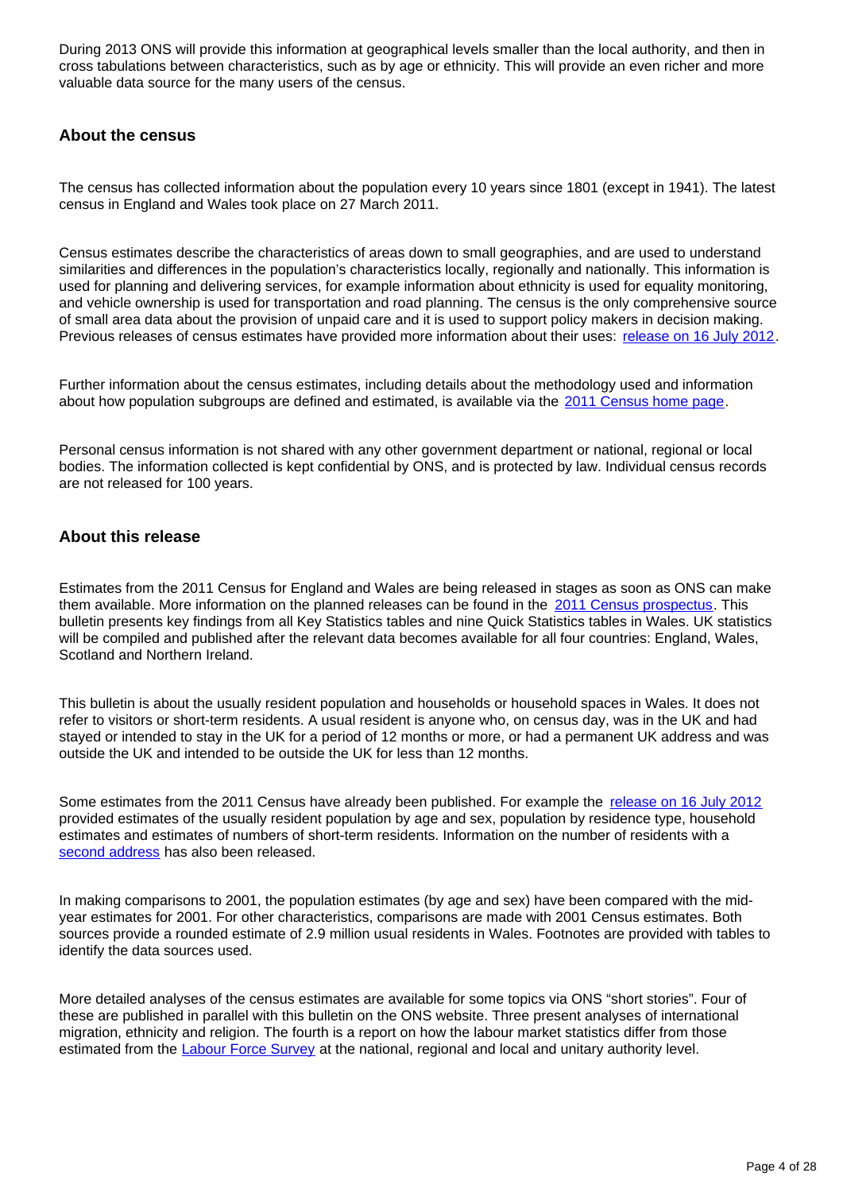During 2013 ONS will provide this information at geographical levels smaller than the local authority, and then in cross tabulations between characteristics, such as by age or ethnicity. This will provide an even richer and more valuable data source for the many users of the census.

### About the census

The census has collected information about the population every 10 years since 1801 (except in 1941). The latest census in England and Wales took place on 27 March 2011.

Census estimates describe the characteristics of areas down to small geographies, and are used to understand similarities and differences in the population's characteristics locally, regionally and nationally. This information is used for planning and delivering services, for example information about ethnicity is used for equality monitoring, and vehicle ownership is used for transportation and road planning. The census is the only comprehensive source of small area data about the provision of unpaid care and it is used to support policy makers in decision making. Previous releases of census estimates have provided more information about their uses: [release on 16 July 2012](#).

Further information about the census estimates, including details about the methodology used and information about how population subgroups are defined and estimated, is available via the [2011 Census home page](#).

Personal census information is not shared with any other government department or national, regional or local bodies. The information collected is kept confidential by ONS, and is protected by law. Individual census records are not released for 100 years.

### About this release

Estimates from the 2011 Census for England and Wales are being released in stages as soon as ONS can make them available. More information on the planned releases can be found in the [2011 Census prospectus](#). This bulletin presents key findings from all Key Statistics tables and nine Quick Statistics tables in Wales. UK statistics will be compiled and published after the relevant data becomes available for all four countries: England, Wales, Scotland and Northern Ireland.

This bulletin is about the usually resident population and households or household spaces in Wales. It does not refer to visitors or short-term residents. A usual resident is anyone who, on census day, was in the UK and had stayed or intended to stay in the UK for a period of 12 months or more, or had a permanent UK address and was outside the UK and intended to be outside the UK for less than 12 months.

Some estimates from the 2011 Census have already been published. For example the [release on 16 July 2012](#) provided estimates of the usually resident population by age and sex, population by residence type, household estimates and estimates of numbers of short-term residents. Information on the number of residents with a [second address](#) has also been released.

In making comparisons to 2001, the population estimates (by age and sex) have been compared with the mid-year estimates for 2001. For other characteristics, comparisons are made with 2001 Census estimates. Both sources provide a rounded estimate of 2.9 million usual residents in Wales. Footnotes are provided with tables to identify the data sources used.

More detailed analyses of the census estimates are available for some topics via ONS "short stories". Four of these are published in parallel with this bulletin on the ONS website. Three present analyses of international migration, ethnicity and religion. The fourth is a report on how the labour market statistics differ from those estimated from the [Labour Force Survey](#) at the national, regional and local and unitary authority level.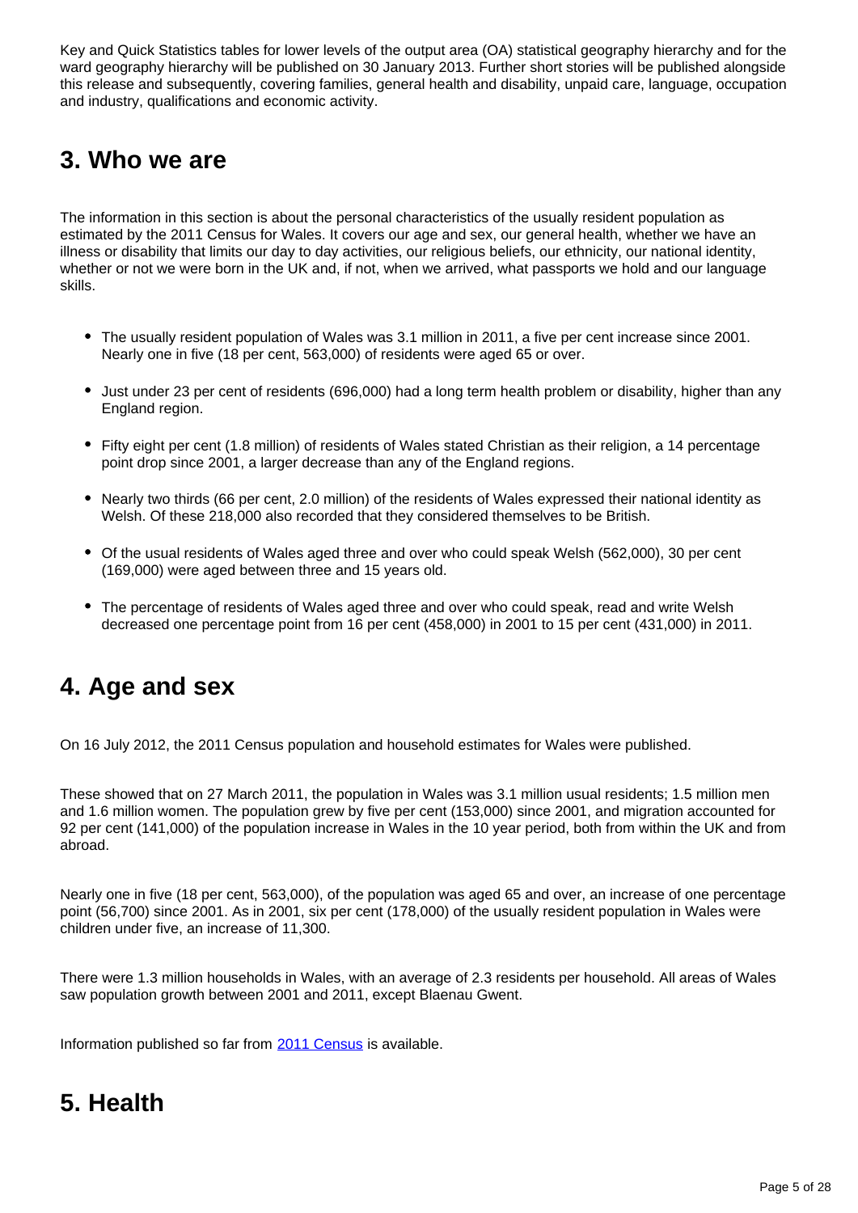Key and Quick Statistics tables for lower levels of the output area (OA) statistical geography hierarchy and for the ward geography hierarchy will be published on 30 January 2013. Further short stories will be published alongside this release and subsequently, covering families, general health and disability, unpaid care, language, occupation and industry, qualifications and economic activity.

## 3. Who we are

The information in this section is about the personal characteristics of the usually resident population as estimated by the 2011 Census for Wales. It covers our age and sex, our general health, whether we have an illness or disability that limits our day to day activities, our religious beliefs, our ethnicity, our national identity, whether or not we were born in the UK and, if not, when we arrived, what passports we hold and our language skills.

- The usually resident population of Wales was 3.1 million in 2011, a five per cent increase since 2001. Nearly one in five (18 per cent, 563,000) of residents were aged 65 or over.
- Just under 23 per cent of residents (696,000) had a long term health problem or disability, higher than any England region.
- Fifty eight per cent (1.8 million) of residents of Wales stated Christian as their religion, a 14 percentage point drop since 2001, a larger decrease than any of the England regions.
- Nearly two thirds (66 per cent, 2.0 million) of the residents of Wales expressed their national identity as Welsh. Of these 218,000 also recorded that they considered themselves to be British.
- Of the usual residents of Wales aged three and over who could speak Welsh (562,000), 30 per cent (169,000) were aged between three and 15 years old.
- The percentage of residents of Wales aged three and over who could speak, read and write Welsh decreased one percentage point from 16 per cent (458,000) in 2001 to 15 per cent (431,000) in 2011.

## 4. Age and sex

On 16 July 2012, the 2011 Census population and household estimates for Wales were published.

These showed that on 27 March 2011, the population in Wales was 3.1 million usual residents; 1.5 million men and 1.6 million women. The population grew by five per cent (153,000) since 2001, and migration accounted for 92 per cent (141,000) of the population increase in Wales in the 10 year period, both from within the UK and from abroad.

Nearly one in five (18 per cent, 563,000), of the population was aged 65 and over, an increase of one percentage point (56,700) since 2001. As in 2001, six per cent (178,000) of the usually resident population in Wales were children under five, an increase of 11,300.

There were 1.3 million households in Wales, with an average of 2.3 residents per household. All areas of Wales saw population growth between 2001 and 2011, except Blaenau Gwent.

Information published so far from 2011 Census is available.

## 5. Health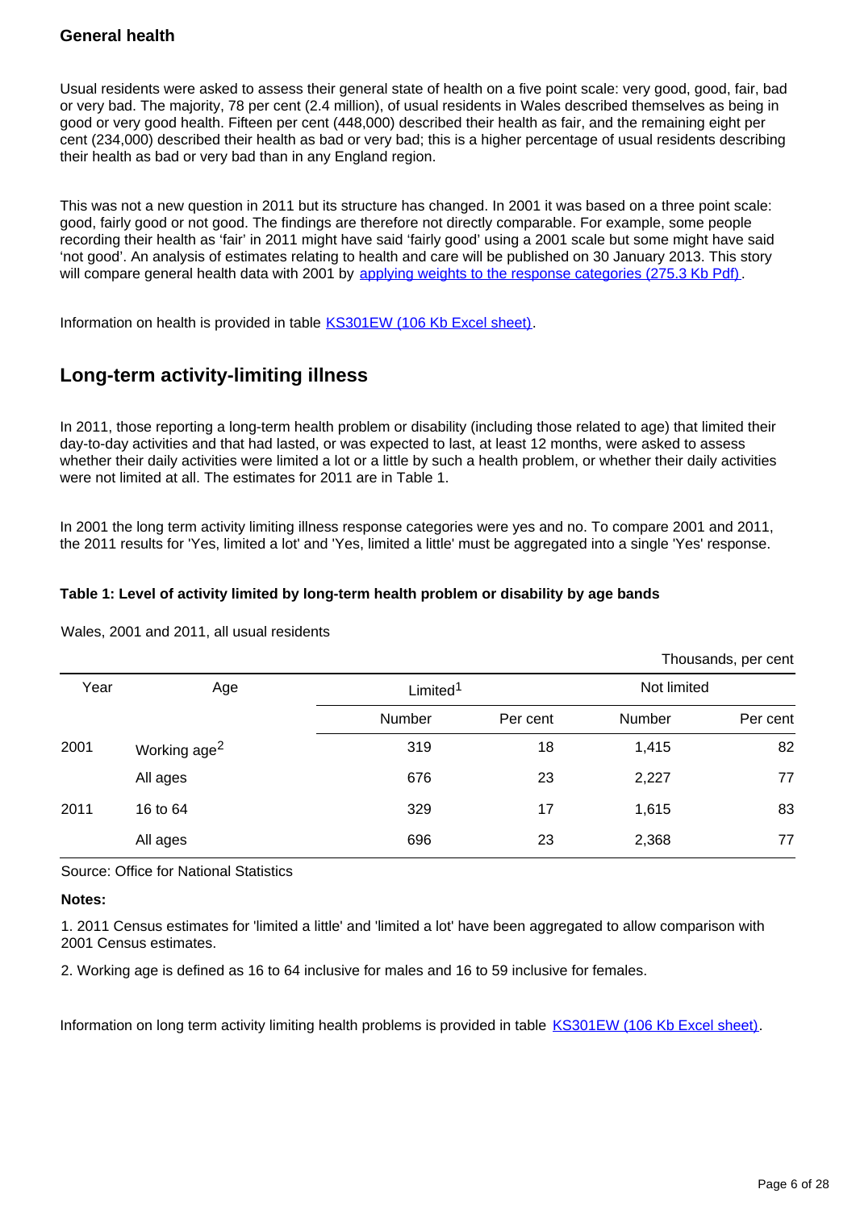### General health

Usual residents were asked to assess their general state of health on a five point scale: very good, good, fair, bad or very bad. The majority, 78 per cent (2.4 million), of usual residents in Wales described themselves as being in good or very good health. Fifteen per cent (448,000) described their health as fair, and the remaining eight per cent (234,000) described their health as bad or very bad; this is a higher percentage of usual residents describing their health as bad or very bad than in any England region.

This was not a new question in 2011 but its structure has changed. In 2001 it was based on a three point scale: good, fairly good or not good. The findings are therefore not directly comparable. For example, some people recording their health as 'fair' in 2011 might have said 'fairly good' using a 2001 scale but some might have said 'not good'. An analysis of estimates relating to health and care will be published on 30 January 2013. This story will compare general health data with 2001 by applying weights to the response categories (275.3 Kb Pdf).

Information on health is provided in table KS301EW (106 Kb Excel sheet).

## Long-term activity-limiting illness

In 2011, those reporting a long-term health problem or disability (including those related to age) that limited their day-to-day activities and that had lasted, or was expected to last, at least 12 months, were asked to assess whether their daily activities were limited a lot or a little by such a health problem, or whether their daily activities were not limited at all. The estimates for 2011 are in Table 1.

In 2001 the long term activity limiting illness response categories were yes and no. To compare 2001 and 2011, the 2011 results for 'Yes, limited a lot' and 'Yes, limited a little' must be aggregated into a single 'Yes' response.

**Table 1: Level of activity limited by long-term health problem or disability by age bands**

Wales, 2001 and 2011, all usual residents

Thousands, per cent

| Year | Age | Limited[1] | | Not limited | |
|---|---|---|---|---|---|
| | | Number | Per cent | Number | Per cent |
| 2001 | Working age[2] | 319 | 18 | 1,415 | 82 |
| | All ages | 676 | 23 | 2,227 | 77 |
| 2011 | 16 to 64 | 329 | 17 | 1,615 | 83 |
| | All ages | 696 | 23 | 2,368 | 77 |

Source: Office for National Statistics

**Notes:**

1. 2011 Census estimates for 'limited a little' and 'limited a lot' have been aggregated to allow comparison with 2001 Census estimates.

2. Working age is defined as 16 to 64 inclusive for males and 16 to 59 inclusive for females.

Information on long term activity limiting health problems is provided in table KS301EW (106 Kb Excel sheet).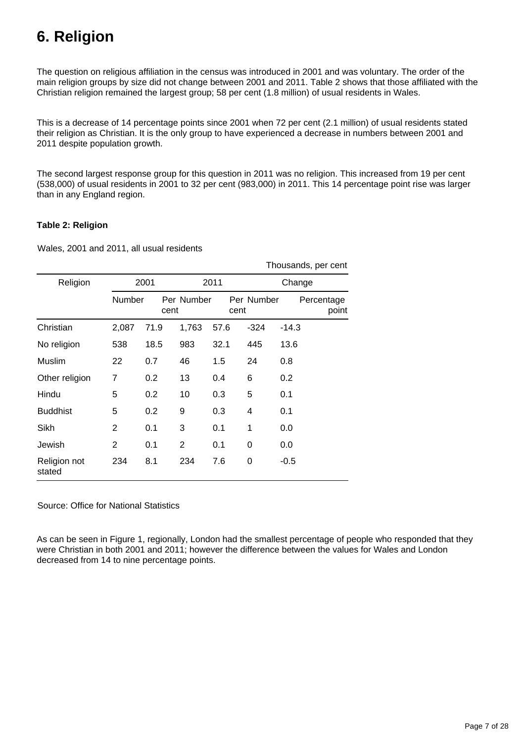# 6. Religion

The question on religious affiliation in the census was introduced in 2001 and was voluntary. The order of the main religion groups by size did not change between 2001 and 2011. Table 2 shows that those affiliated with the Christian religion remained the largest group; 58 per cent (1.8 million) of usual residents in Wales.

This is a decrease of 14 percentage points since 2001 when 72 per cent (2.1 million) of usual residents stated their religion as Christian. It is the only group to have experienced a decrease in numbers between 2001 and 2011 despite population growth.

The second largest response group for this question in 2011 was no religion. This increased from 19 per cent (538,000) of usual residents in 2001 to 32 per cent (983,000) in 2011. This 14 percentage point rise was larger than in any England region.

**Table 2: Religion**

Wales, 2001 and 2011, all usual residents

Thousands, per cent

| Religion | 2001 | | 2011 | | Change | |
|---|---|---|---|---|---|---|
| | Number | Per cent | Number | Per cent | Number | Percentage point |
| Christian | 2,087 | 71.9 | 1,763 | 57.6 | -324 | -14.3 |
| No religion | 538 | 18.5 | 983 | 32.1 | 445 | 13.6 |
| Muslim | 22 | 0.7 | 46 | 1.5 | 24 | 0.8 |
| Other religion | 7 | 0.2 | 13 | 0.4 | 6 | 0.2 |
| Hindu | 5 | 0.2 | 10 | 0.3 | 5 | 0.1 |
| Buddhist | 5 | 0.2 | 9 | 0.3 | 4 | 0.1 |
| Sikh | 2 | 0.1 | 3 | 0.1 | 1 | 0.0 |
| Jewish | 2 | 0.1 | 2 | 0.1 | 0 | 0.0 |
| Religion not stated | 234 | 8.1 | 234 | 7.6 | 0 | -0.5 |

Source: Office for National Statistics

As can be seen in Figure 1, regionally, London had the smallest percentage of people who responded that they were Christian in both 2001 and 2011; however the difference between the values for Wales and London decreased from 14 to nine percentage points.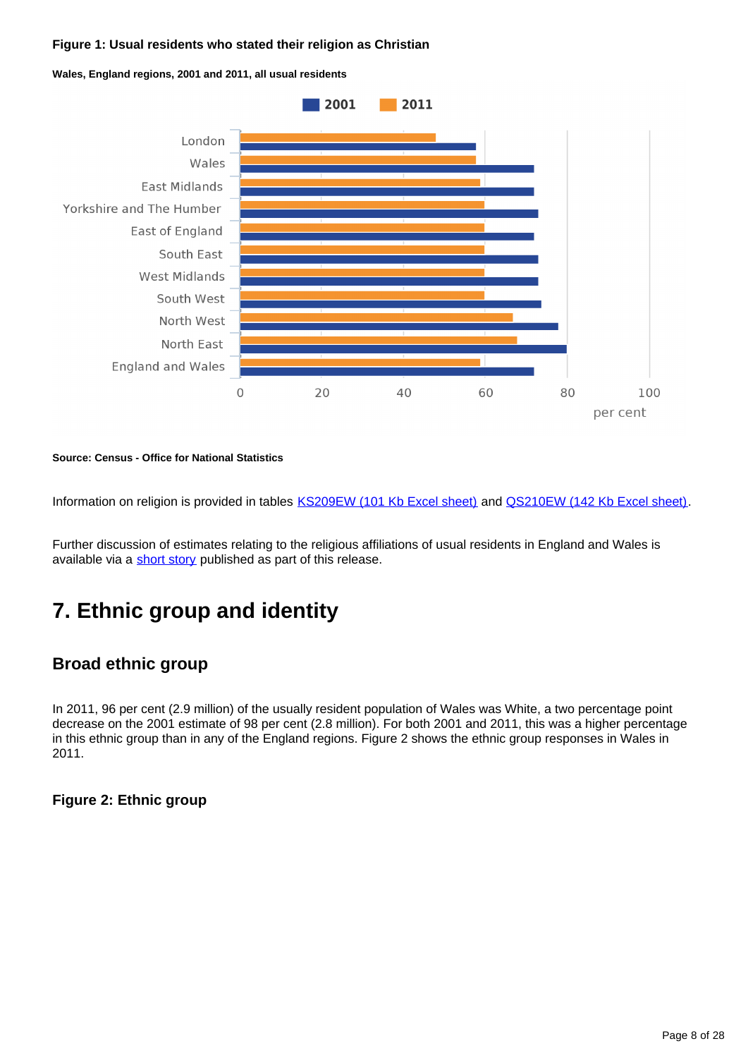**Figure 1: Usual residents who stated their religion as Christian**

**Wales, England regions, 2001 and 2011, all usual residents**

**Source: Census - Office for National Statistics**

Information on religion is provided in tables KS209EW (101 Kb Excel sheet) and QS210EW (142 Kb Excel sheet).

Further discussion of estimates relating to the religious affiliations of usual residents in England and Wales is available via a short story published as part of this release.

# 7. Ethnic group and identity

## Broad ethnic group

In 2011, 96 per cent (2.9 million) of the usually resident population of Wales was White, a two percentage point decrease on the 2001 estimate of 98 per cent (2.8 million). For both 2001 and 2011, this was a higher percentage in this ethnic group than in any of the England regions. Figure 2 shows the ethnic group responses in Wales in 2011.

### Figure 2: Ethnic group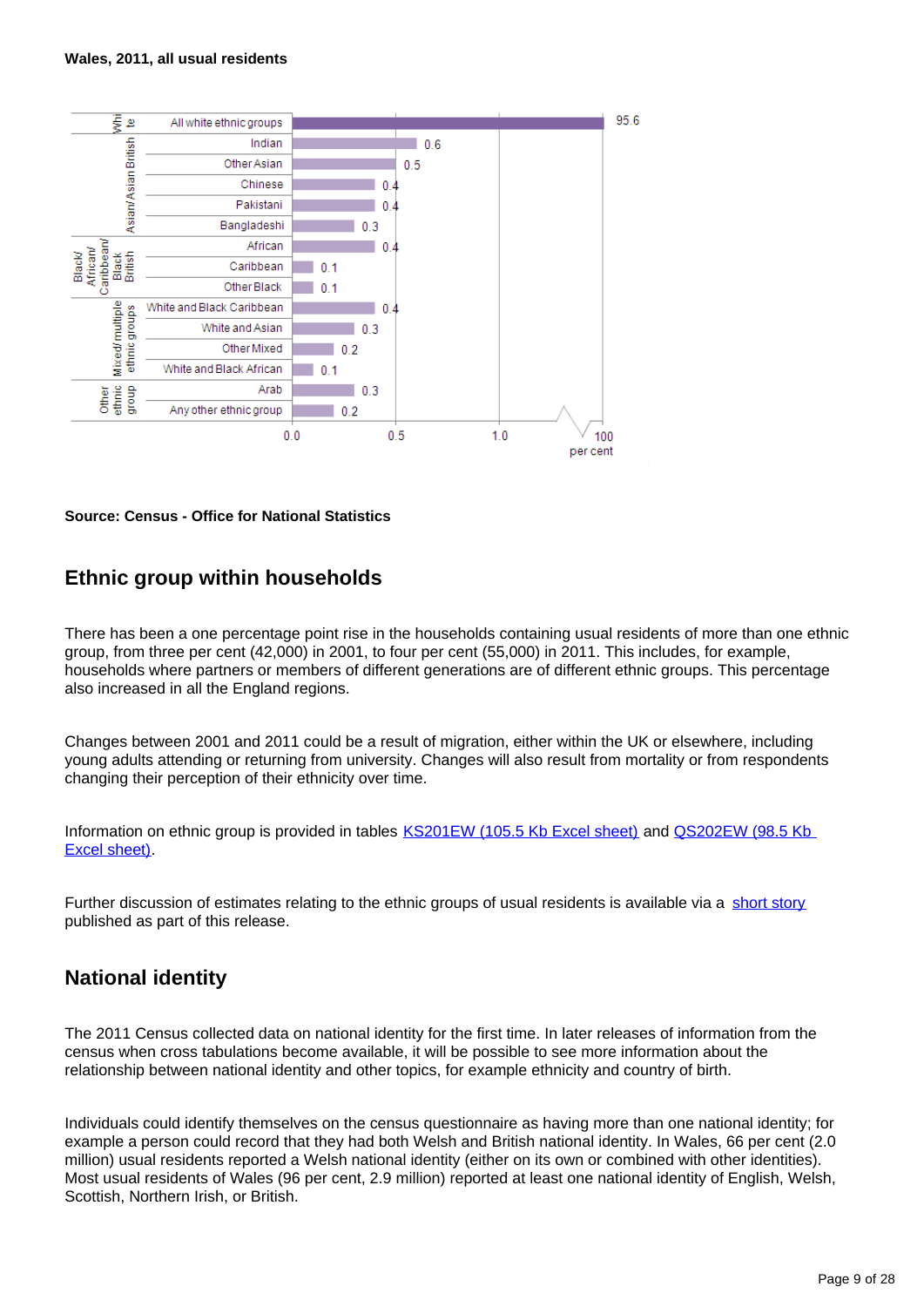**Wales, 2011, all usual residents**

| Group | Ethnic group | Per cent |
|---|---|---|
| White | All white ethnic groups | 95.6 |
| Asian/Asian British | Indian | 0.6 |
| | Other Asian | 0.5 |
| | Chinese | 0.4 |
| | Pakistani | 0.4 |
| | Bangladeshi | 0.3 |
| Black/African/Caribbean/Black British | African | 0.4 |
| | Caribbean | 0.1 |
| | Other Black | 0.1 |
| Mixed/multiple ethnic groups | White and Black Caribbean | 0.4 |
| | White and Asian | 0.3 |
| | Other Mixed | 0.2 |
| | White and Black African | 0.1 |
| Other ethnic group | Arab | 0.3 |
| | Any other ethnic group | 0.2 |

**Source: Census - Office for National Statistics**

## Ethnic group within households

There has been a one percentage point rise in the households containing usual residents of more than one ethnic group, from three per cent (42,000) in 2001, to four per cent (55,000) in 2011. This includes, for example, households where partners or members of different generations are of different ethnic groups. This percentage also increased in all the England regions.

Changes between 2001 and 2011 could be a result of migration, either within the UK or elsewhere, including young adults attending or returning from university. Changes will also result from mortality or from respondents changing their perception of their ethnicity over time.

Information on ethnic group is provided in tables KS201EW (105.5 Kb Excel sheet) and QS202EW (98.5 Kb Excel sheet).

Further discussion of estimates relating to the ethnic groups of usual residents is available via a short story published as part of this release.

## National identity

The 2011 Census collected data on national identity for the first time. In later releases of information from the census when cross tabulations become available, it will be possible to see more information about the relationship between national identity and other topics, for example ethnicity and country of birth.

Individuals could identify themselves on the census questionnaire as having more than one national identity; for example a person could record that they had both Welsh and British national identity. In Wales, 66 per cent (2.0 million) usual residents reported a Welsh national identity (either on its own or combined with other identities). Most usual residents of Wales (96 per cent, 2.9 million) reported at least one national identity of English, Welsh, Scottish, Northern Irish, or British.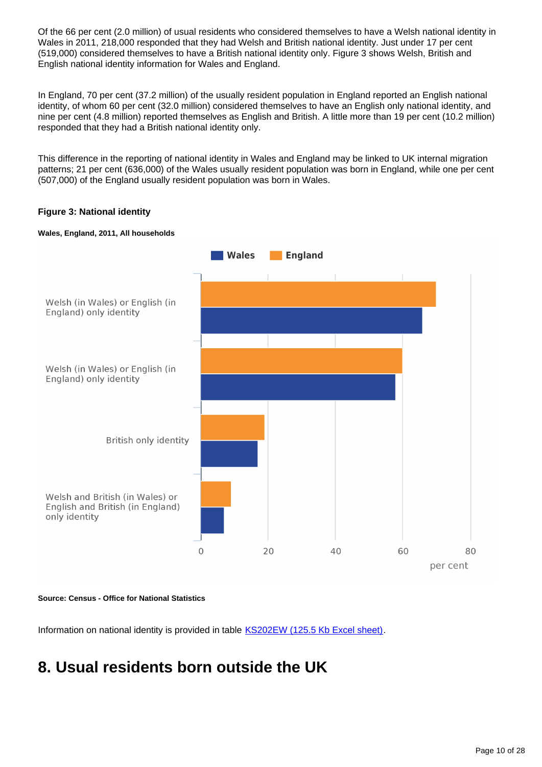Of the 66 per cent (2.0 million) of usual residents who considered themselves to have a Welsh national identity in Wales in 2011, 218,000 responded that they had Welsh and British national identity. Just under 17 per cent (519,000) considered themselves to have a British national identity only. Figure 3 shows Welsh, British and English national identity information for Wales and England.

In England, 70 per cent (37.2 million) of the usually resident population in England reported an English national identity, of whom 60 per cent (32.0 million) considered themselves to have an English only national identity, and nine per cent (4.8 million) reported themselves as English and British. A little more than 19 per cent (10.2 million) responded that they had a British national identity only.

This difference in the reporting of national identity in Wales and England may be linked to UK internal migration patterns; 21 per cent (636,000) of the Wales usually resident population was born in England, while one per cent (507,000) of the England usually resident population was born in Wales.

**Figure 3: National identity**

**Wales, England, 2011, All households**

Wales | England

| | England | Wales |
|---|---|---|
| Welsh (in Wales) or English (in England) only identity | ~70 | ~66 |
| Welsh (in Wales) or English (in England) only identity | ~60 | ~58 |
| British only identity | ~19 | ~17 |
| Welsh and British (in Wales) or English and British (in England) only identity | ~9 | ~7 |

per cent

**Source: Census - Office for National Statistics**

Information on national identity is provided in table KS202EW (125.5 Kb Excel sheet).

# 8. Usual residents born outside the UK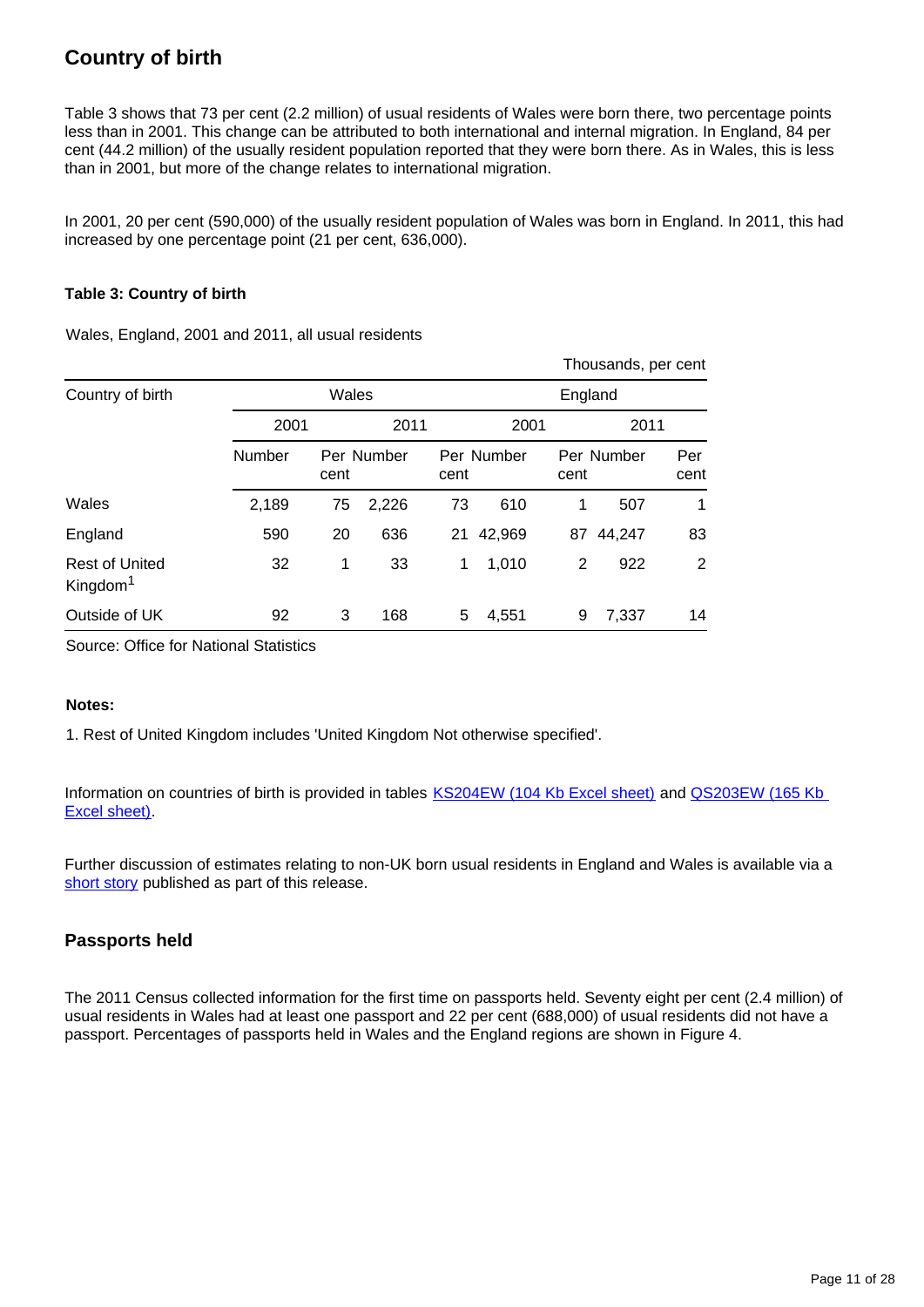## Country of birth

Table 3 shows that 73 per cent (2.2 million) of usual residents of Wales were born there, two percentage points less than in 2001. This change can be attributed to both international and internal migration. In England, 84 per cent (44.2 million) of the usually resident population reported that they were born there. As in Wales, this is less than in 2001, but more of the change relates to international migration.

In 2001, 20 per cent (590,000) of the usually resident population of Wales was born in England. In 2011, this had increased by one percentage point (21 per cent, 636,000).

**Table 3: Country of birth**

Wales, England, 2001 and 2011, all usual residents

Thousands, per cent

| Country of birth | Wales | | | | England | | | |
|---|---|---|---|---|---|---|---|---|
| | 2001 | | 2011 | | 2001 | | 2011 | |
| | Number | Per cent | Number | Per cent | Number | Per cent | Number | Per cent |
| Wales | 2,189 | 75 | 2,226 | 73 | 610 | 1 | 507 | 1 |
| England | 590 | 20 | 636 | 21 | 42,969 | 87 | 44,247 | 83 |
| Rest of United Kingdom[1] | 32 | 1 | 33 | 1 | 1,010 | 2 | 922 | 2 |
| Outside of UK | 92 | 3 | 168 | 5 | 4,551 | 9 | 7,337 | 14 |

Source: Office for National Statistics

**Notes:**

1. Rest of United Kingdom includes 'United Kingdom Not otherwise specified'.

Information on countries of birth is provided in tables KS204EW (104 Kb Excel sheet) and QS203EW (165 Kb Excel sheet).

Further discussion of estimates relating to non-UK born usual residents in England and Wales is available via a short story published as part of this release.

## Passports held

The 2011 Census collected information for the first time on passports held. Seventy eight per cent (2.4 million) of usual residents in Wales had at least one passport and 22 per cent (688,000) of usual residents did not have a passport. Percentages of passports held in Wales and the England regions are shown in Figure 4.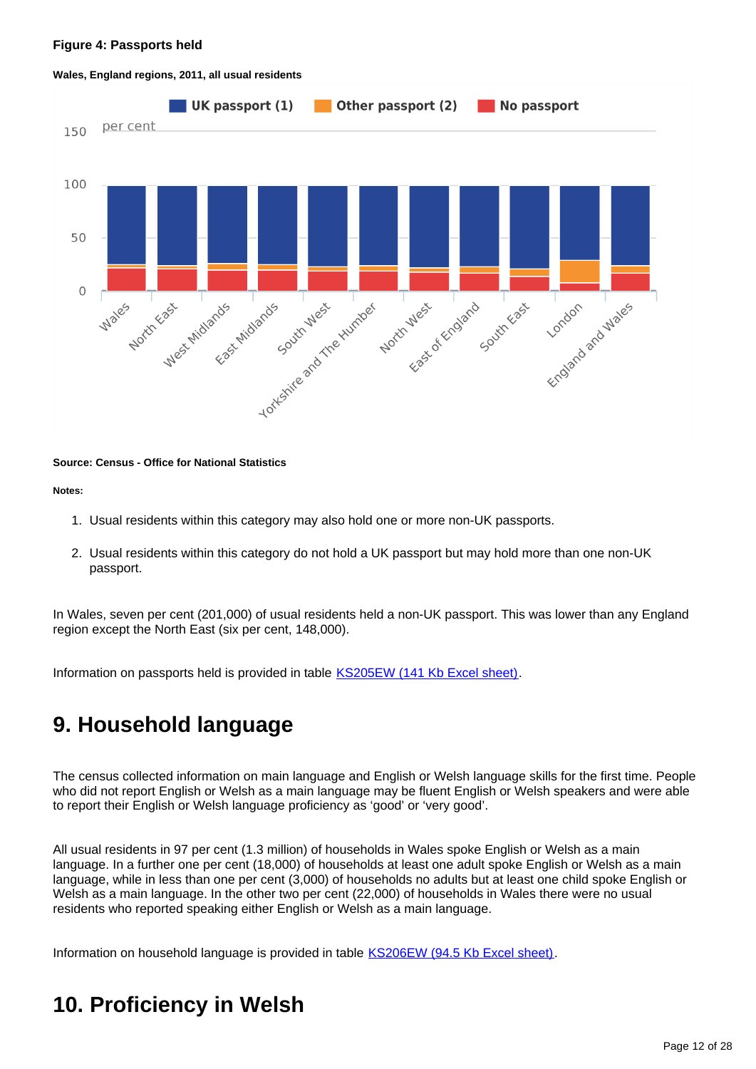**Figure 4: Passports held**

**Wales, England regions, 2011, all usual residents**

**Source: Census - Office for National Statistics**

**Notes:**

1. Usual residents within this category may also hold one or more non-UK passports.
2. Usual residents within this category do not hold a UK passport but may hold more than one non-UK passport.

In Wales, seven per cent (201,000) of usual residents held a non-UK passport. This was lower than any England region except the North East (six per cent, 148,000).

Information on passports held is provided in table KS205EW (141 Kb Excel sheet).

## 9. Household language

The census collected information on main language and English or Welsh language skills for the first time. People who did not report English or Welsh as a main language may be fluent English or Welsh speakers and were able to report their English or Welsh language proficiency as 'good' or 'very good'.

All usual residents in 97 per cent (1.3 million) of households in Wales spoke English or Welsh as a main language. In a further one per cent (18,000) of households at least one adult spoke English or Welsh as a main language, while in less than one per cent (3,000) of households no adults but at least one child spoke English or Welsh as a main language. In the other two per cent (22,000) of households in Wales there were no usual residents who reported speaking either English or Welsh as a main language.

Information on household language is provided in table KS206EW (94.5 Kb Excel sheet).

## 10. Proficiency in Welsh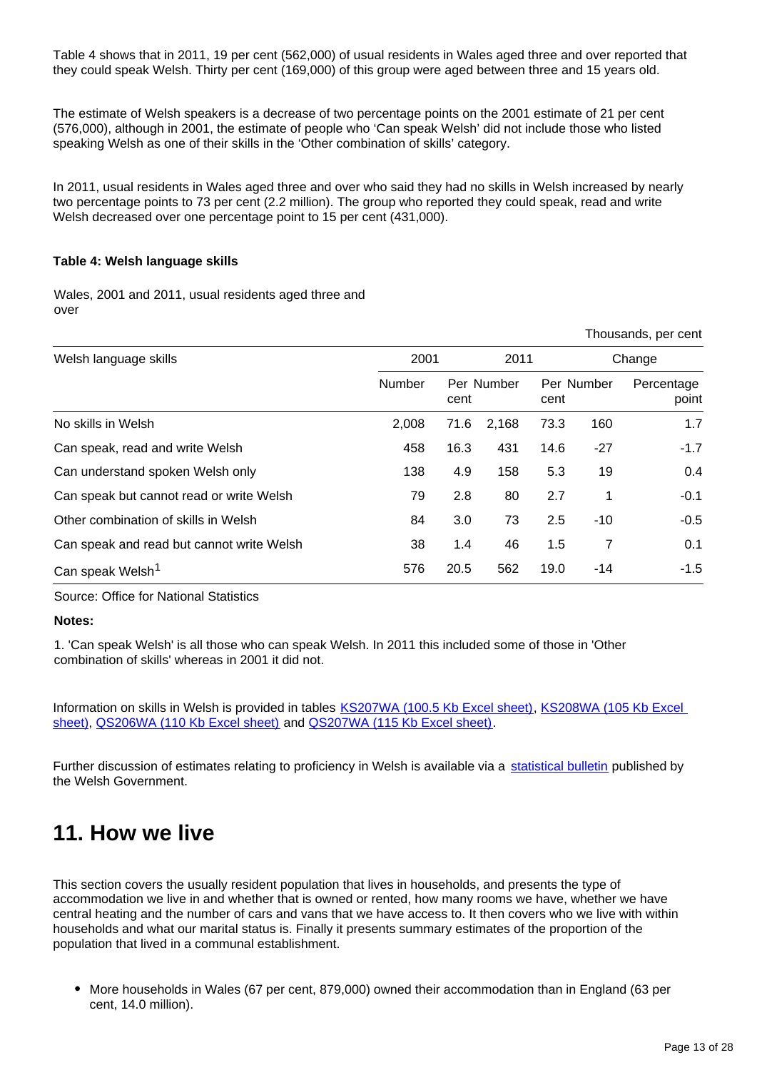Table 4 shows that in 2011, 19 per cent (562,000) of usual residents in Wales aged three and over reported that they could speak Welsh. Thirty per cent (169,000) of this group were aged between three and 15 years old.

The estimate of Welsh speakers is a decrease of two percentage points on the 2001 estimate of 21 per cent (576,000), although in 2001, the estimate of people who 'Can speak Welsh' did not include those who listed speaking Welsh as one of their skills in the 'Other combination of skills' category.

In 2011, usual residents in Wales aged three and over who said they had no skills in Welsh increased by nearly two percentage points to 73 per cent (2.2 million). The group who reported they could speak, read and write Welsh decreased over one percentage point to 15 per cent (431,000).

**Table 4: Welsh language skills**

Wales, 2001 and 2011, usual residents aged three and over

Thousands, per cent

| Welsh language skills | 2001 | | 2011 | | Change | |
|---|---|---|---|---|---|---|
| | Number | Per cent | Number | Per cent | Number | Percentage point |
| No skills in Welsh | 2,008 | 71.6 | 2,168 | 73.3 | 160 | 1.7 |
| Can speak, read and write Welsh | 458 | 16.3 | 431 | 14.6 | -27 | -1.7 |
| Can understand spoken Welsh only | 138 | 4.9 | 158 | 5.3 | 19 | 0.4 |
| Can speak but cannot read or write Welsh | 79 | 2.8 | 80 | 2.7 | 1 | -0.1 |
| Other combination of skills in Welsh | 84 | 3.0 | 73 | 2.5 | -10 | -0.5 |
| Can speak and read but cannot write Welsh | 38 | 1.4 | 46 | 1.5 | 7 | 0.1 |
| Can speak Welsh[1] | 576 | 20.5 | 562 | 19.0 | -14 | -1.5 |

Source: Office for National Statistics

**Notes:**

1. 'Can speak Welsh' is all those who can speak Welsh. In 2011 this included some of those in 'Other combination of skills' whereas in 2001 it did not.

Information on skills in Welsh is provided in tables KS207WA (100.5 Kb Excel sheet), KS208WA (105 Kb Excel sheet), QS206WA (110 Kb Excel sheet) and QS207WA (115 Kb Excel sheet).

Further discussion of estimates relating to proficiency in Welsh is available via a statistical bulletin published by the Welsh Government.

## 11. How we live

This section covers the usually resident population that lives in households, and presents the type of accommodation we live in and whether that is owned or rented, how many rooms we have, whether we have central heating and the number of cars and vans that we have access to. It then covers who we live with within households and what our marital status is. Finally it presents summary estimates of the proportion of the population that lived in a communal establishment.

- More households in Wales (67 per cent, 879,000) owned their accommodation than in England (63 per cent, 14.0 million).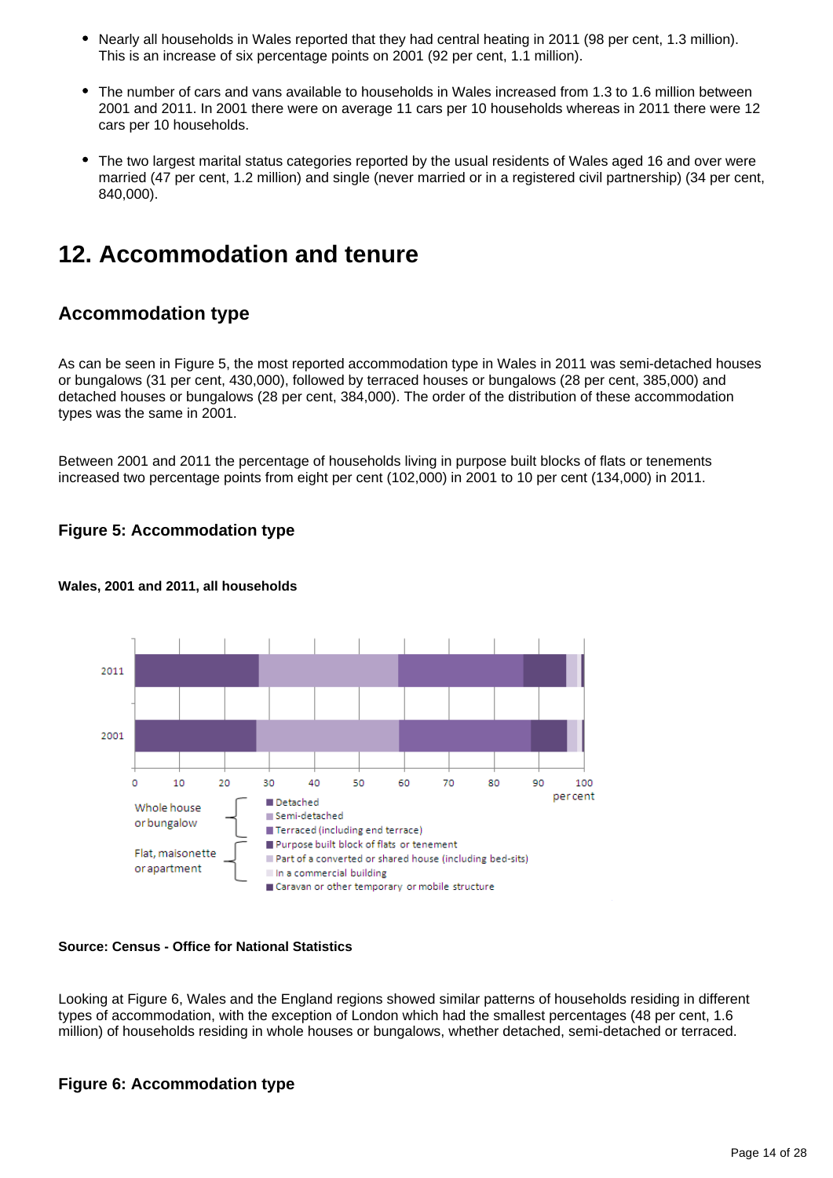- Nearly all households in Wales reported that they had central heating in 2011 (98 per cent, 1.3 million). This is an increase of six percentage points on 2001 (92 per cent, 1.1 million).

- The number of cars and vans available to households in Wales increased from 1.3 to 1.6 million between 2001 and 2011. In 2001 there were on average 11 cars per 10 households whereas in 2011 there were 12 cars per 10 households.

- The two largest marital status categories reported by the usual residents of Wales aged 16 and over were married (47 per cent, 1.2 million) and single (never married or in a registered civil partnership) (34 per cent, 840,000).

## 12. Accommodation and tenure

### Accommodation type

As can be seen in Figure 5, the most reported accommodation type in Wales in 2011 was semi-detached houses or bungalows (31 per cent, 430,000), followed by terraced houses or bungalows (28 per cent, 385,000) and detached houses or bungalows (28 per cent, 384,000). The order of the distribution of these accommodation types was the same in 2001.

Between 2001 and 2011 the percentage of households living in purpose built blocks of flats or tenements increased two percentage points from eight per cent (102,000) in 2001 to 10 per cent (134,000) in 2011.

#### Figure 5: Accommodation type

**Wales, 2001 and 2011, all households**

**Source: Census - Office for National Statistics**

Looking at Figure 6, Wales and the England regions showed similar patterns of households residing in different types of accommodation, with the exception of London which had the smallest percentages (48 per cent, 1.6 million) of households residing in whole houses or bungalows, whether detached, semi-detached or terraced.

#### Figure 6: Accommodation type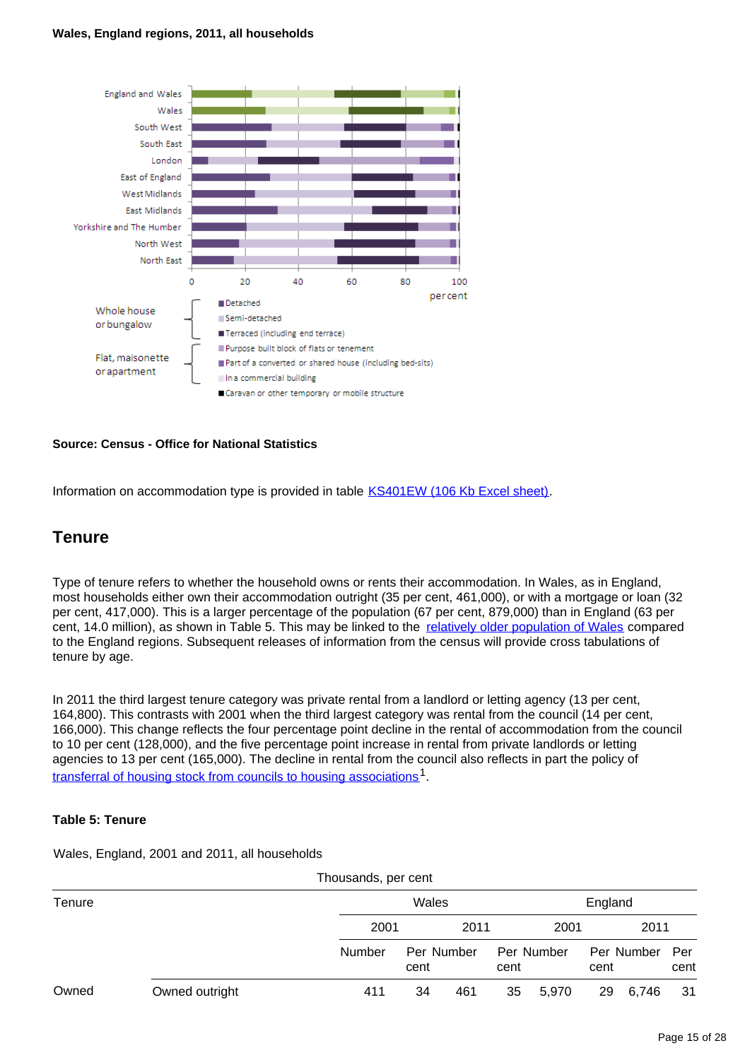**Wales, England regions, 2011, all households**

**Source: Census - Office for National Statistics**

Information on accommodation type is provided in table KS401EW (106 Kb Excel sheet).

## Tenure

Type of tenure refers to whether the household owns or rents their accommodation. In Wales, as in England, most households either own their accommodation outright (35 per cent, 461,000), or with a mortgage or loan (32 per cent, 417,000). This is a larger percentage of the population (67 per cent, 879,000) than in England (63 per cent, 14.0 million), as shown in Table 5. This may be linked to the relatively older population of Wales compared to the England regions. Subsequent releases of information from the census will provide cross tabulations of tenure by age.

In 2011 the third largest tenure category was private rental from a landlord or letting agency (13 per cent, 164,800). This contrasts with 2001 when the third largest category was rental from the council (14 per cent, 166,000). This change reflects the four percentage point decline in the rental of accommodation from the council to 10 per cent (128,000), and the five percentage point increase in rental from private landlords or letting agencies to 13 per cent (165,000). The decline in rental from the council also reflects in part the policy of transferral of housing stock from councils to housing associations[1].

**Table 5: Tenure**

Wales, England, 2001 and 2011, all households

Thousands, per cent

| Tenure | | Wales | | | | England | | | |
|---|---|---|---|---|---|---|---|---|---|
| | | 2001 | | 2011 | | 2001 | | 2011 | |
| | | Number | Per cent | Number | Per cent | Number | Per cent | Number | Per cent |
| Owned | Owned outright | 411 | 34 | 461 | 35 | 5,970 | 29 | 6,746 | 31 |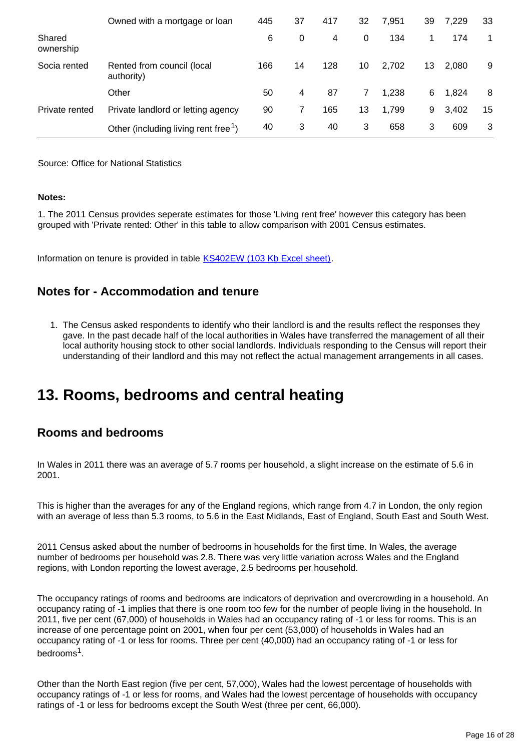| | | | | | | | | | |
|---|---|---|---|---|---|---|---|---|---|
| | Owned with a mortgage or loan | 445 | 37 | 417 | 32 | 7,951 | 39 | 7,229 | 33 |
| Shared ownership | | 6 | 0 | 4 | 0 | 134 | 1 | 174 | 1 |
| Socia rented | Rented from council (local authority) | 166 | 14 | 128 | 10 | 2,702 | 13 | 2,080 | 9 |
| | Other | 50 | 4 | 87 | 7 | 1,238 | 6 | 1,824 | 8 |
| Private rented | Private landlord or letting agency | 90 | 7 | 165 | 13 | 1,799 | 9 | 3,402 | 15 |
| | Other (including living rent free[1]) | 40 | 3 | 40 | 3 | 658 | 3 | 609 | 3 |

Source: Office for National Statistics

**Notes:**

1. The 2011 Census provides seperate estimates for those 'Living rent free' however this category has been grouped with 'Private rented: Other' in this table to allow comparison with 2001 Census estimates.

Information on tenure is provided in table KS402EW (103 Kb Excel sheet).

## Notes for - Accommodation and tenure

1. The Census asked respondents to identify who their landlord is and the results reflect the responses they gave. In the past decade half of the local authorities in Wales have transferred the management of all their local authority housing stock to other social landlords. Individuals responding to the Census will report their understanding of their landlord and this may not reflect the actual management arrangements in all cases.

# 13. Rooms, bedrooms and central heating

## Rooms and bedrooms

In Wales in 2011 there was an average of 5.7 rooms per household, a slight increase on the estimate of 5.6 in 2001.

This is higher than the averages for any of the England regions, which range from 4.7 in London, the only region with an average of less than 5.3 rooms, to 5.6 in the East Midlands, East of England, South East and South West.

2011 Census asked about the number of bedrooms in households for the first time. In Wales, the average number of bedrooms per household was 2.8. There was very little variation across Wales and the England regions, with London reporting the lowest average, 2.5 bedrooms per household.

The occupancy ratings of rooms and bedrooms are indicators of deprivation and overcrowding in a household. An occupancy rating of -1 implies that there is one room too few for the number of people living in the household. In 2011, five per cent (67,000) of households in Wales had an occupancy rating of -1 or less for rooms. This is an increase of one percentage point on 2001, when four per cent (53,000) of households in Wales had an occupancy rating of -1 or less for rooms. Three per cent (40,000) had an occupancy rating of -1 or less for bedrooms[1].

Other than the North East region (five per cent, 57,000), Wales had the lowest percentage of households with occupancy ratings of -1 or less for rooms, and Wales had the lowest percentage of households with occupancy ratings of -1 or less for bedrooms except the South West (three per cent, 66,000).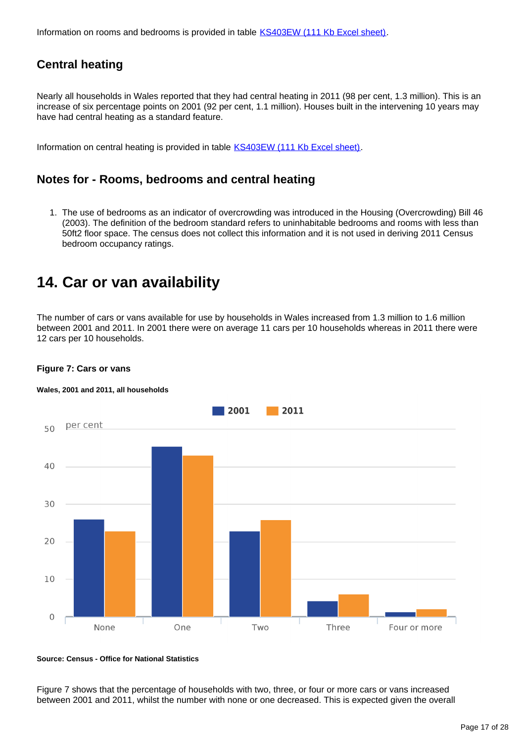Information on rooms and bedrooms is provided in table [KS403EW (111 Kb Excel sheet)].

### Central heating

Nearly all households in Wales reported that they had central heating in 2011 (98 per cent, 1.3 million). This is an increase of six percentage points on 2001 (92 per cent, 1.1 million). Houses built in the intervening 10 years may have had central heating as a standard feature.

Information on central heating is provided in table [KS403EW (111 Kb Excel sheet)].

### Notes for - Rooms, bedrooms and central heating

1. The use of bedrooms as an indicator of overcrowding was introduced in the Housing (Overcrowding) Bill 46 (2003). The definition of the bedroom standard refers to uninhabitable bedrooms and rooms with less than 50ft2 floor space. The census does not collect this information and it is not used in deriving 2011 Census bedroom occupancy ratings.

## 14. Car or van availability

The number of cars or vans available for use by households in Wales increased from 1.3 million to 1.6 million between 2001 and 2011. In 2001 there were on average 11 cars per 10 households whereas in 2011 there were 12 cars per 10 households.

**Figure 7: Cars or vans**

**Wales, 2001 and 2011, all households**

**Source: Census - Office for National Statistics**

Figure 7 shows that the percentage of households with two, three, or four or more cars or vans increased between 2001 and 2011, whilst the number with none or one decreased. This is expected given the overall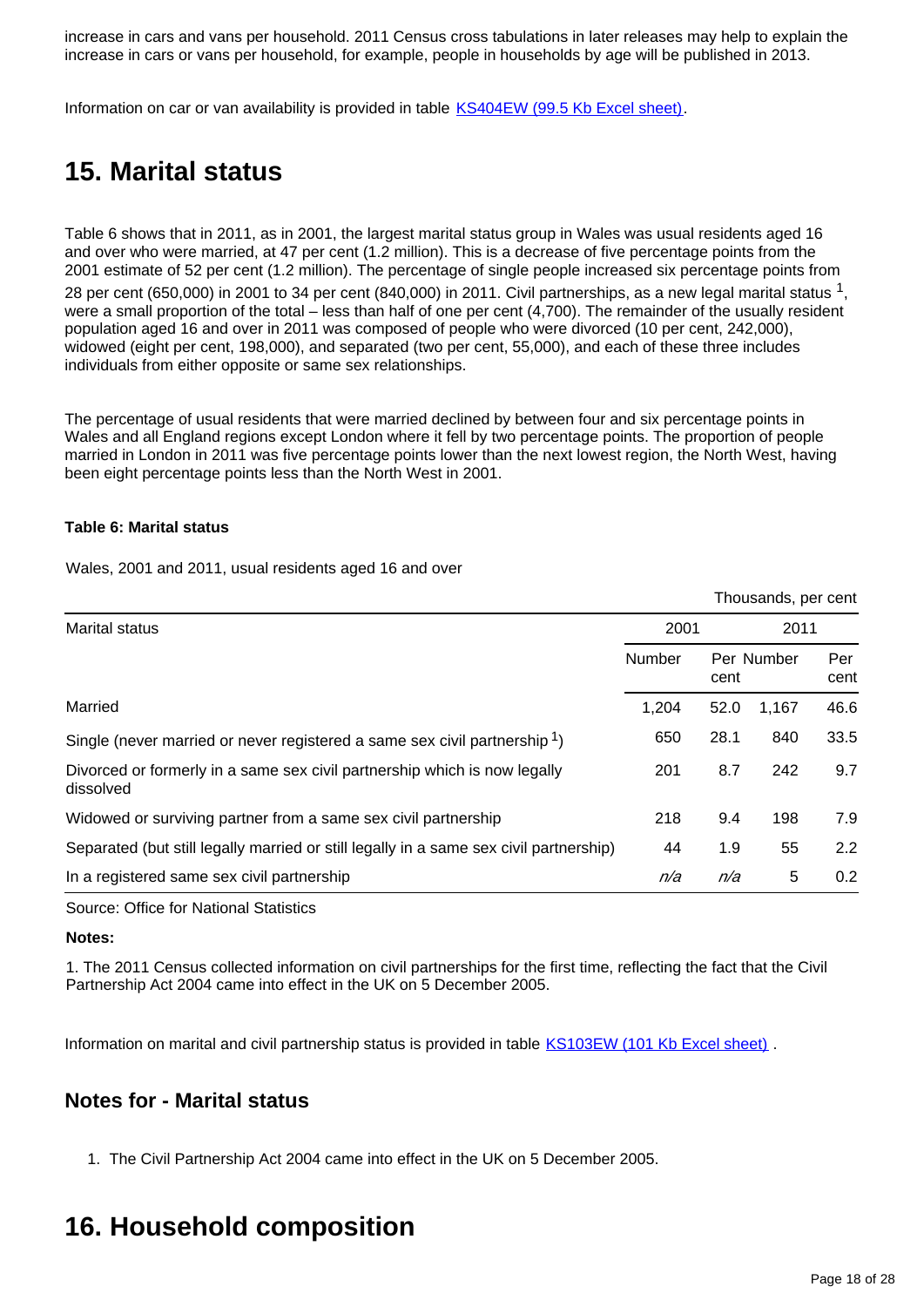increase in cars and vans per household. 2011 Census cross tabulations in later releases may help to explain the increase in cars or vans per household, for example, people in households by age will be published in 2013.

Information on car or van availability is provided in table KS404EW (99.5 Kb Excel sheet).

# 15. Marital status

Table 6 shows that in 2011, as in 2001, the largest marital status group in Wales was usual residents aged 16 and over who were married, at 47 per cent (1.2 million). This is a decrease of five percentage points from the 2001 estimate of 52 per cent (1.2 million). The percentage of single people increased six percentage points from 28 per cent (650,000) in 2001 to 34 per cent (840,000) in 2011. Civil partnerships, as a new legal marital status [1], were a small proportion of the total – less than half of one per cent (4,700). The remainder of the usually resident population aged 16 and over in 2011 was composed of people who were divorced (10 per cent, 242,000), widowed (eight per cent, 198,000), and separated (two per cent, 55,000), and each of these three includes individuals from either opposite or same sex relationships.

The percentage of usual residents that were married declined by between four and six percentage points in Wales and all England regions except London where it fell by two percentage points. The proportion of people married in London in 2011 was five percentage points lower than the next lowest region, the North West, having been eight percentage points less than the North West in 2001.

**Table 6: Marital status**

Wales, 2001 and 2011, usual residents aged 16 and over

Thousands, per cent

| Marital status | 2001 | | 2011 | |
|---|---|---|---|---|
| | Number | Per cent | Number | Per cent |
| Married | 1,204 | 52.0 | 1,167 | 46.6 |
| Single (never married or never registered a same sex civil partnership [1]) | 650 | 28.1 | 840 | 33.5 |
| Divorced or formerly in a same sex civil partnership which is now legally dissolved | 201 | 8.7 | 242 | 9.7 |
| Widowed or surviving partner from a same sex civil partnership | 218 | 9.4 | 198 | 7.9 |
| Separated (but still legally married or still legally in a same sex civil partnership) | 44 | 1.9 | 55 | 2.2 |
| In a registered same sex civil partnership | *n/a* | *n/a* | 5 | 0.2 |

Source: Office for National Statistics

**Notes:**

1. The 2011 Census collected information on civil partnerships for the first time, reflecting the fact that the Civil Partnership Act 2004 came into effect in the UK on 5 December 2005.

Information on marital and civil partnership status is provided in table KS103EW (101 Kb Excel sheet) .

## Notes for - Marital status

1. The Civil Partnership Act 2004 came into effect in the UK on 5 December 2005.

# 16. Household composition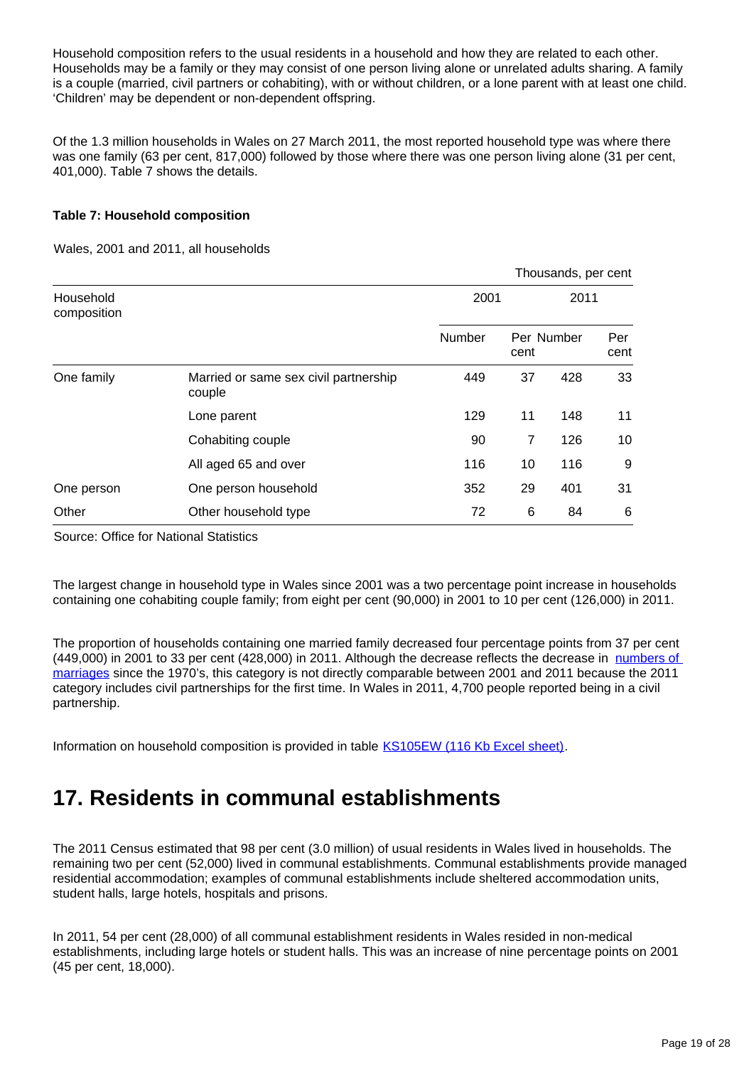Household composition refers to the usual residents in a household and how they are related to each other. Households may be a family or they may consist of one person living alone or unrelated adults sharing. A family is a couple (married, civil partners or cohabiting), with or without children, or a lone parent with at least one child. 'Children' may be dependent or non-dependent offspring.

Of the 1.3 million households in Wales on 27 March 2011, the most reported household type was where there was one family (63 per cent, 817,000) followed by those where there was one person living alone (31 per cent, 401,000). Table 7 shows the details.

**Table 7: Household composition**

Wales, 2001 and 2011, all households

Thousands, per cent

| Household composition | | 2001 | | 2011 | |
|---|---|---|---|---|---|
| | | Number | Per cent | Number | Per cent |
| One family | Married or same sex civil partnership couple | 449 | 37 | 428 | 33 |
| | Lone parent | 129 | 11 | 148 | 11 |
| | Cohabiting couple | 90 | 7 | 126 | 10 |
| | All aged 65 and over | 116 | 10 | 116 | 9 |
| One person | One person household | 352 | 29 | 401 | 31 |
| Other | Other household type | 72 | 6 | 84 | 6 |

Source: Office for National Statistics

The largest change in household type in Wales since 2001 was a two percentage point increase in households containing one cohabiting couple family; from eight per cent (90,000) in 2001 to 10 per cent (126,000) in 2011.

The proportion of households containing one married family decreased four percentage points from 37 per cent (449,000) in 2001 to 33 per cent (428,000) in 2011. Although the decrease reflects the decrease in [numbers of marriages](#) since the 1970's, this category is not directly comparable between 2001 and 2011 because the 2011 category includes civil partnerships for the first time. In Wales in 2011, 4,700 people reported being in a civil partnership.

Information on household composition is provided in table [KS105EW (116 Kb Excel sheet)](#).

# 17. Residents in communal establishments

The 2011 Census estimated that 98 per cent (3.0 million) of usual residents in Wales lived in households. The remaining two per cent (52,000) lived in communal establishments. Communal establishments provide managed residential accommodation; examples of communal establishments include sheltered accommodation units, student halls, large hotels, hospitals and prisons.

In 2011, 54 per cent (28,000) of all communal establishment residents in Wales resided in non-medical establishments, including large hotels or student halls. This was an increase of nine percentage points on 2001 (45 per cent, 18,000).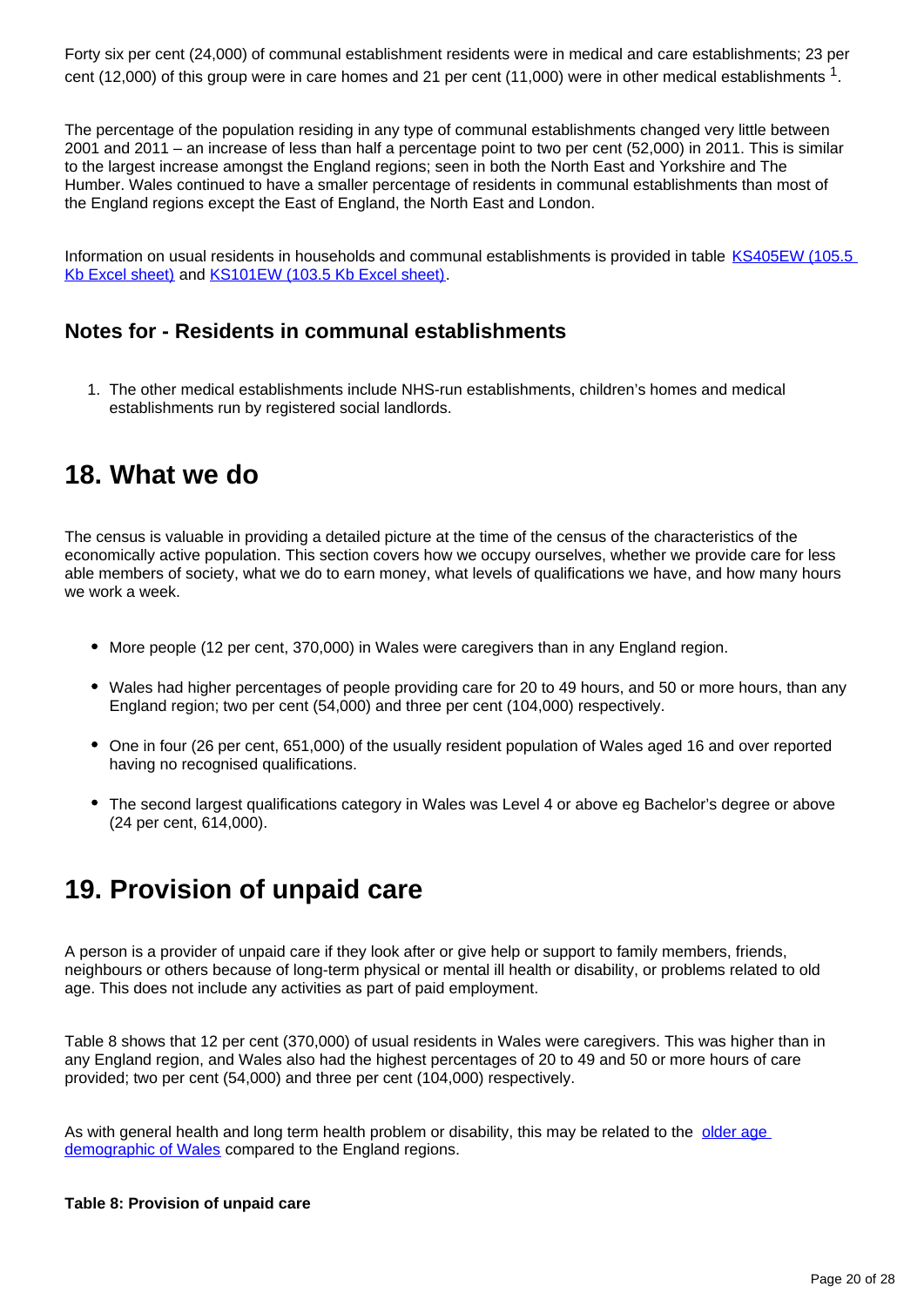Forty six per cent (24,000) of communal establishment residents were in medical and care establishments; 23 per cent (12,000) of this group were in care homes and 21 per cent (11,000) were in other medical establishments [1].

The percentage of the population residing in any type of communal establishments changed very little between 2001 and 2011 – an increase of less than half a percentage point to two per cent (52,000) in 2011. This is similar to the largest increase amongst the England regions; seen in both the North East and Yorkshire and The Humber. Wales continued to have a smaller percentage of residents in communal establishments than most of the England regions except the East of England, the North East and London.

Information on usual residents in households and communal establishments is provided in table [KS405EW (105.5 Kb Excel sheet)] and [KS101EW (103.5 Kb Excel sheet)].

### Notes for - Residents in communal establishments

1. The other medical establishments include NHS-run establishments, children's homes and medical establishments run by registered social landlords.

## 18. What we do

The census is valuable in providing a detailed picture at the time of the census of the characteristics of the economically active population. This section covers how we occupy ourselves, whether we provide care for less able members of society, what we do to earn money, what levels of qualifications we have, and how many hours we work a week.

- More people (12 per cent, 370,000) in Wales were caregivers than in any England region.
- Wales had higher percentages of people providing care for 20 to 49 hours, and 50 or more hours, than any England region; two per cent (54,000) and three per cent (104,000) respectively.
- One in four (26 per cent, 651,000) of the usually resident population of Wales aged 16 and over reported having no recognised qualifications.
- The second largest qualifications category in Wales was Level 4 or above eg Bachelor's degree or above (24 per cent, 614,000).

## 19. Provision of unpaid care

A person is a provider of unpaid care if they look after or give help or support to family members, friends, neighbours or others because of long-term physical or mental ill health or disability, or problems related to old age. This does not include any activities as part of paid employment.

Table 8 shows that 12 per cent (370,000) of usual residents in Wales were caregivers. This was higher than in any England region, and Wales also had the highest percentages of 20 to 49 and 50 or more hours of care provided; two per cent (54,000) and three per cent (104,000) respectively.

As with general health and long term health problem or disability, this may be related to the [older age demographic of Wales] compared to the England regions.

**Table 8: Provision of unpaid care**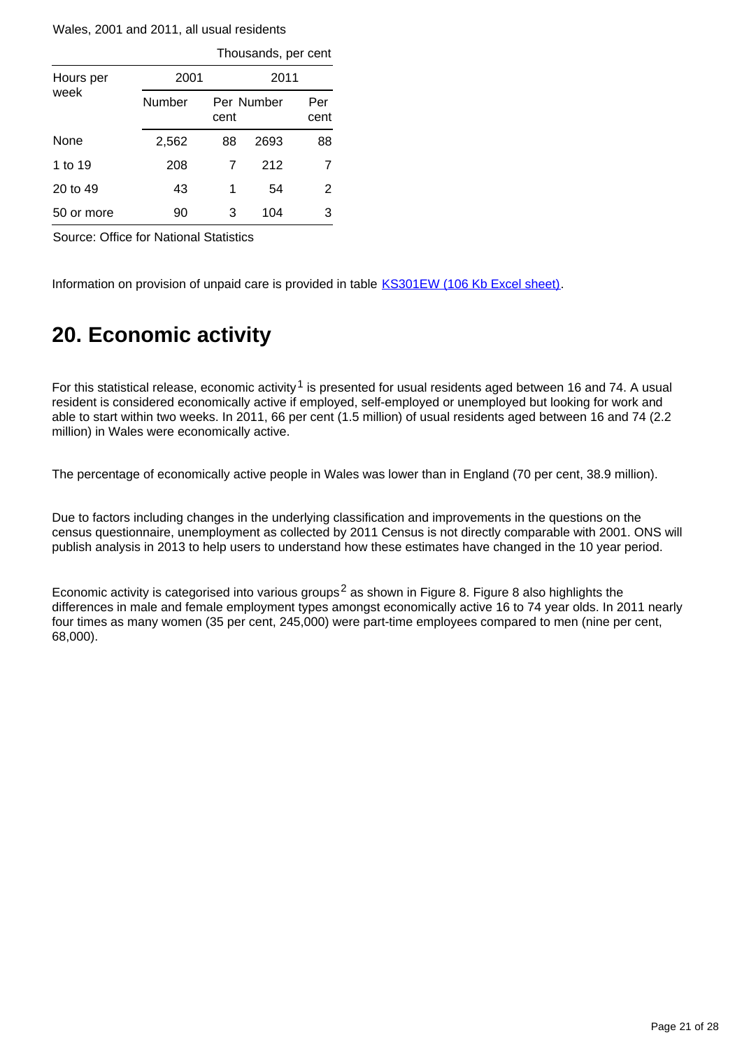Wales, 2001 and 2011, all usual residents

Thousands, per cent

| Hours per week | 2001 | | 2011 | |
|---|---|---|---|---|
| | Number | Per cent | Number | Per cent |
| None | 2,562 | 88 | 2693 | 88 |
| 1 to 19 | 208 | 7 | 212 | 7 |
| 20 to 49 | 43 | 1 | 54 | 2 |
| 50 or more | 90 | 3 | 104 | 3 |

Source: Office for National Statistics

Information on provision of unpaid care is provided in table [KS301EW (106 Kb Excel sheet)].

## 20. Economic activity

For this statistical release, economic activity[1] is presented for usual residents aged between 16 and 74. A usual resident is considered economically active if employed, self-employed or unemployed but looking for work and able to start within two weeks. In 2011, 66 per cent (1.5 million) of usual residents aged between 16 and 74 (2.2 million) in Wales were economically active.

The percentage of economically active people in Wales was lower than in England (70 per cent, 38.9 million).

Due to factors including changes in the underlying classification and improvements in the questions on the census questionnaire, unemployment as collected by 2011 Census is not directly comparable with 2001. ONS will publish analysis in 2013 to help users to understand how these estimates have changed in the 10 year period.

Economic activity is categorised into various groups[2] as shown in Figure 8. Figure 8 also highlights the differences in male and female employment types amongst economically active 16 to 74 year olds. In 2011 nearly four times as many women (35 per cent, 245,000) were part-time employees compared to men (nine per cent, 68,000).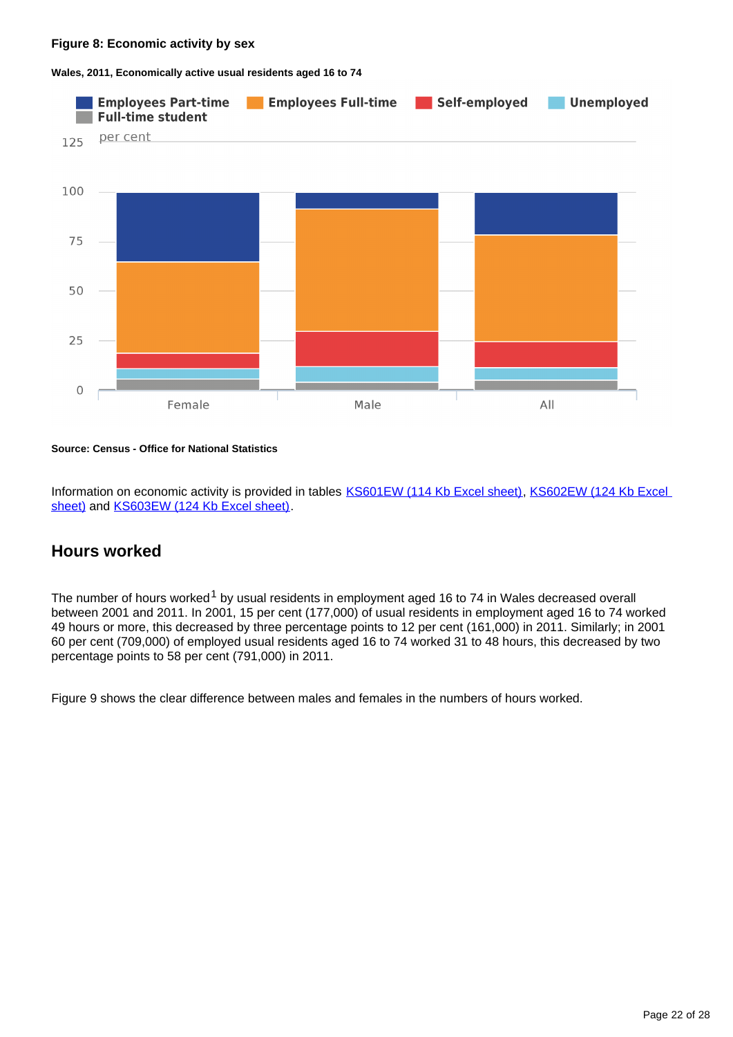**Figure 8: Economic activity by sex**

**Wales, 2011, Economically active usual residents aged 16 to 74**

**Source: Census - Office for National Statistics**

Information on economic activity is provided in tables KS601EW (114 Kb Excel sheet), KS602EW (124 Kb Excel sheet) and KS603EW (124 Kb Excel sheet).

## Hours worked

The number of hours worked[1] by usual residents in employment aged 16 to 74 in Wales decreased overall between 2001 and 2011. In 2001, 15 per cent (177,000) of usual residents in employment aged 16 to 74 worked 49 hours or more, this decreased by three percentage points to 12 per cent (161,000) in 2011. Similarly; in 2001 60 per cent (709,000) of employed usual residents aged 16 to 74 worked 31 to 48 hours, this decreased by two percentage points to 58 per cent (791,000) in 2011.

Figure 9 shows the clear difference between males and females in the numbers of hours worked.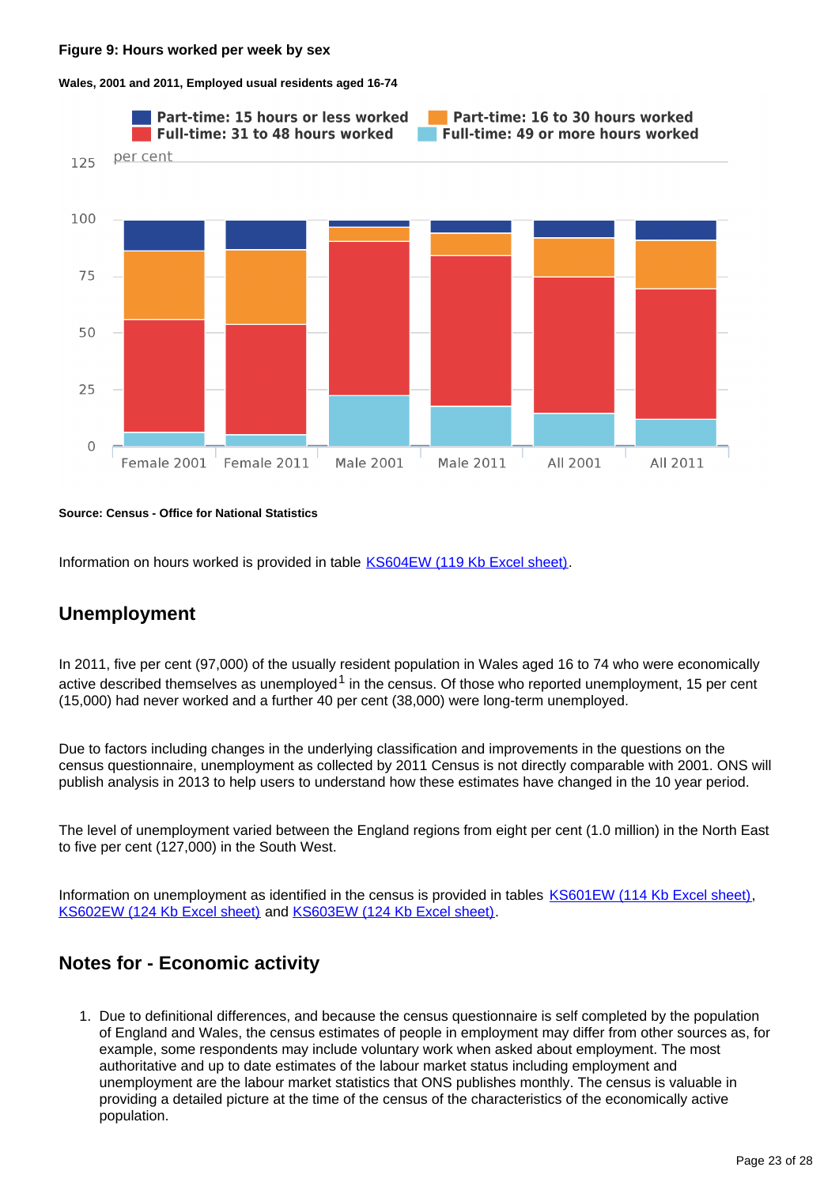**Figure 9: Hours worked per week by sex**

**Wales, 2001 and 2011, Employed usual residents aged 16-74**

**Source: Census - Office for National Statistics**

Information on hours worked is provided in table KS604EW (119 Kb Excel sheet).

## Unemployment

In 2011, five per cent (97,000) of the usually resident population in Wales aged 16 to 74 who were economically active described themselves as unemployed[1] in the census. Of those who reported unemployment, 15 per cent (15,000) had never worked and a further 40 per cent (38,000) were long-term unemployed.

Due to factors including changes in the underlying classification and improvements in the questions on the census questionnaire, unemployment as collected by 2011 Census is not directly comparable with 2001. ONS will publish analysis in 2013 to help users to understand how these estimates have changed in the 10 year period.

The level of unemployment varied between the England regions from eight per cent (1.0 million) in the North East to five per cent (127,000) in the South West.

Information on unemployment as identified in the census is provided in tables KS601EW (114 Kb Excel sheet), KS602EW (124 Kb Excel sheet) and KS603EW (124 Kb Excel sheet).

## Notes for - Economic activity

1. Due to definitional differences, and because the census questionnaire is self completed by the population of England and Wales, the census estimates of people in employment may differ from other sources as, for example, some respondents may include voluntary work when asked about employment. The most authoritative and up to date estimates of the labour market status including employment and unemployment are the labour market statistics that ONS publishes monthly. The census is valuable in providing a detailed picture at the time of the census of the characteristics of the economically active population.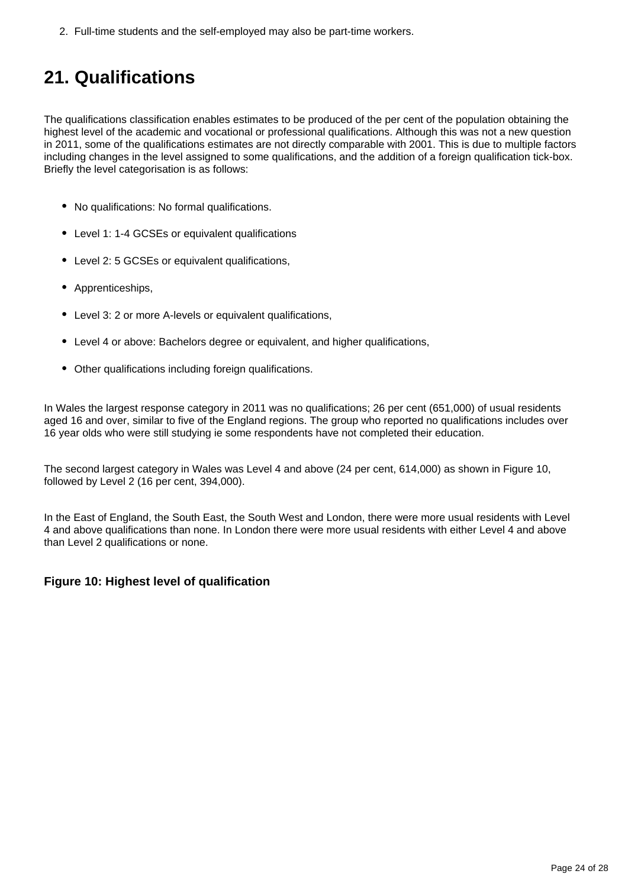2. Full-time students and the self-employed may also be part-time workers.

## 21. Qualifications

The qualifications classification enables estimates to be produced of the per cent of the population obtaining the highest level of the academic and vocational or professional qualifications. Although this was not a new question in 2011, some of the qualifications estimates are not directly comparable with 2001. This is due to multiple factors including changes in the level assigned to some qualifications, and the addition of a foreign qualification tick-box. Briefly the level categorisation is as follows:

- No qualifications: No formal qualifications.
- Level 1: 1-4 GCSEs or equivalent qualifications
- Level 2: 5 GCSEs or equivalent qualifications,
- Apprenticeships,
- Level 3: 2 or more A-levels or equivalent qualifications,
- Level 4 or above: Bachelors degree or equivalent, and higher qualifications,
- Other qualifications including foreign qualifications.

In Wales the largest response category in 2011 was no qualifications; 26 per cent (651,000) of usual residents aged 16 and over, similar to five of the England regions. The group who reported no qualifications includes over 16 year olds who were still studying ie some respondents have not completed their education.

The second largest category in Wales was Level 4 and above (24 per cent, 614,000) as shown in Figure 10, followed by Level 2 (16 per cent, 394,000).

In the East of England, the South East, the South West and London, there were more usual residents with Level 4 and above qualifications than none. In London there were more usual residents with either Level 4 and above than Level 2 qualifications or none.

**Figure 10: Highest level of qualification**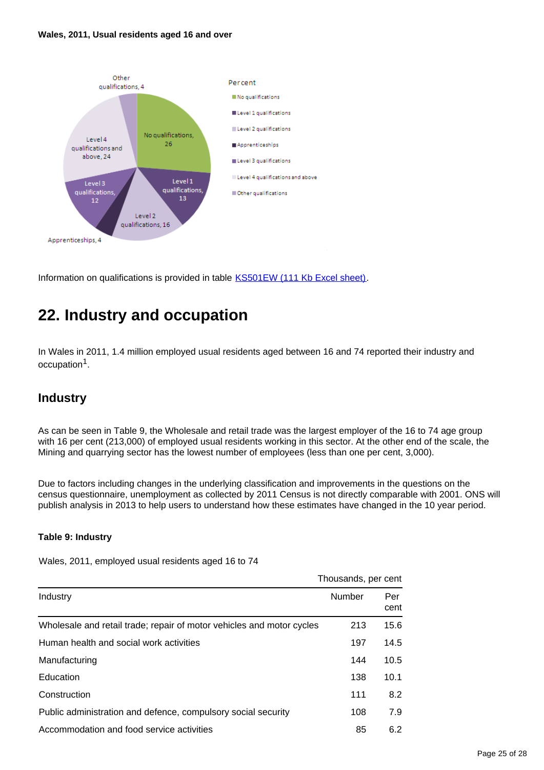**Wales, 2011, Usual residents aged 16 and over**

Information on qualifications is provided in table KS501EW (111 Kb Excel sheet).

## 22. Industry and occupation

In Wales in 2011, 1.4 million employed usual residents aged between 16 and 74 reported their industry and occupation[1].

### Industry

As can be seen in Table 9, the Wholesale and retail trade was the largest employer of the 16 to 74 age group with 16 per cent (213,000) of employed usual residents working in this sector. At the other end of the scale, the Mining and quarrying sector has the lowest number of employees (less than one per cent, 3,000).

Due to factors including changes in the underlying classification and improvements in the questions on the census questionnaire, unemployment as collected by 2011 Census is not directly comparable with 2001. ONS will publish analysis in 2013 to help users to understand how these estimates have changed in the 10 year period.

**Table 9: Industry**

Wales, 2011, employed usual residents aged 16 to 74

Thousands, per cent

| Industry | Number | Per cent |
|---|---|---|
| Wholesale and retail trade; repair of motor vehicles and motor cycles | 213 | 15.6 |
| Human health and social work activities | 197 | 14.5 |
| Manufacturing | 144 | 10.5 |
| Education | 138 | 10.1 |
| Construction | 111 | 8.2 |
| Public administration and defence, compulsory social security | 108 | 7.9 |
| Accommodation and food service activities | 85 | 6.2 |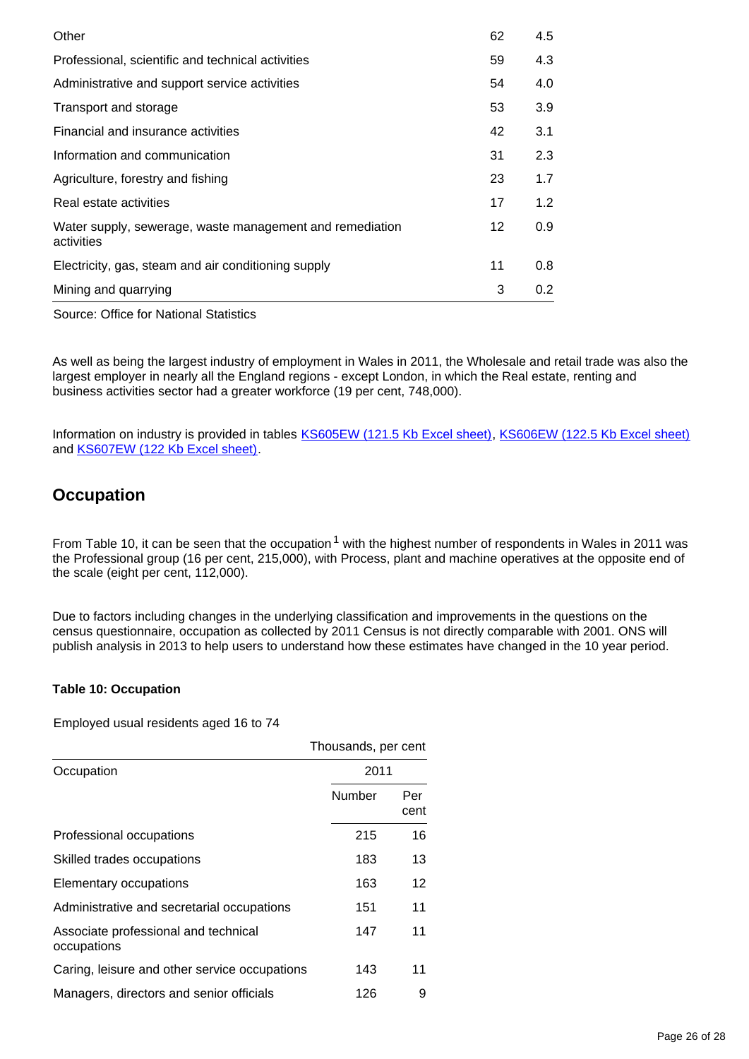| | | |
|---|---|---|
| Other | 62 | 4.5 |
| Professional, scientific and technical activities | 59 | 4.3 |
| Administrative and support service activities | 54 | 4.0 |
| Transport and storage | 53 | 3.9 |
| Financial and insurance activities | 42 | 3.1 |
| Information and communication | 31 | 2.3 |
| Agriculture, forestry and fishing | 23 | 1.7 |
| Real estate activities | 17 | 1.2 |
| Water supply, sewerage, waste management and remediation activities | 12 | 0.9 |
| Electricity, gas, steam and air conditioning supply | 11 | 0.8 |
| Mining and quarrying | 3 | 0.2 |

Source: Office for National Statistics

As well as being the largest industry of employment in Wales in 2011, the Wholesale and retail trade was also the largest employer in nearly all the England regions - except London, in which the Real estate, renting and business activities sector had a greater workforce (19 per cent, 748,000).

Information on industry is provided in tables KS605EW (121.5 Kb Excel sheet), KS606EW (122.5 Kb Excel sheet) and KS607EW (122 Kb Excel sheet).

## Occupation

From Table 10, it can be seen that the occupation[1] with the highest number of respondents in Wales in 2011 was the Professional group (16 per cent, 215,000), with Process, plant and machine operatives at the opposite end of the scale (eight per cent, 112,000).

Due to factors including changes in the underlying classification and improvements in the questions on the census questionnaire, occupation as collected by 2011 Census is not directly comparable with 2001. ONS will publish analysis in 2013 to help users to understand how these estimates have changed in the 10 year period.

**Table 10: Occupation**

Employed usual residents aged 16 to 74

Thousands, per cent

| Occupation | 2011 | |
|---|---|---|
| | Number | Per cent |
| Professional occupations | 215 | 16 |
| Skilled trades occupations | 183 | 13 |
| Elementary occupations | 163 | 12 |
| Administrative and secretarial occupations | 151 | 11 |
| Associate professional and technical occupations | 147 | 11 |
| Caring, leisure and other service occupations | 143 | 11 |
| Managers, directors and senior officials | 126 | 9 |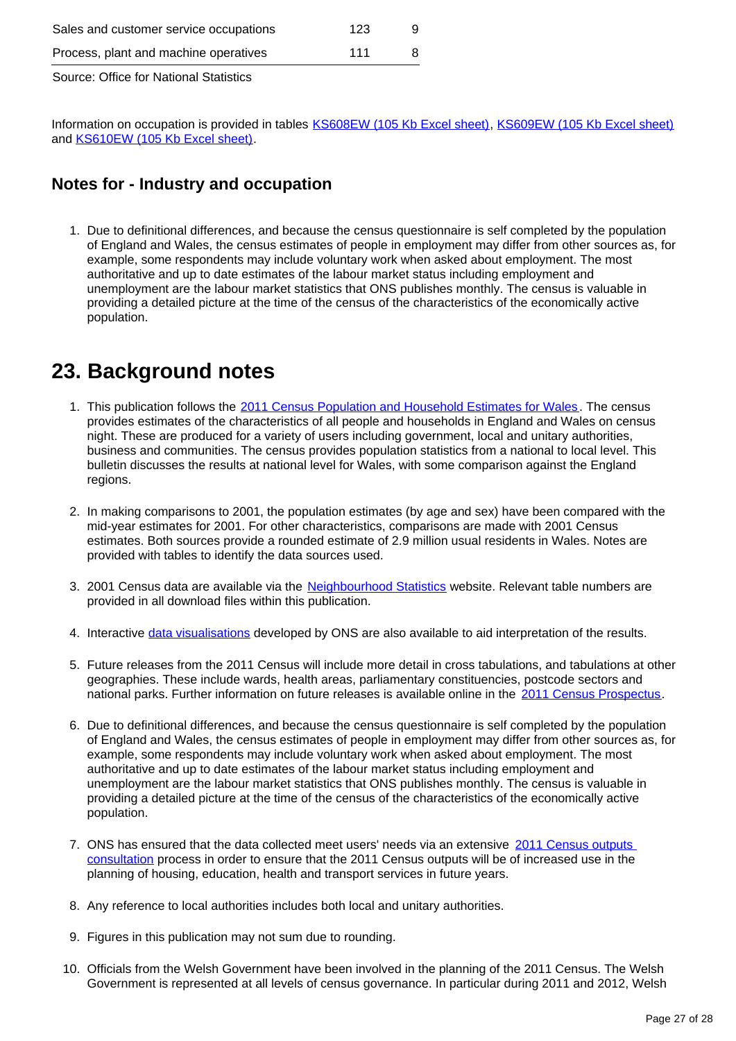| | | |
|---|---|---|
| Sales and customer service occupations | 123 | 9 |
| Process, plant and machine operatives | 111 | 8 |

Source: Office for National Statistics

Information on occupation is provided in tables KS608EW (105 Kb Excel sheet), KS609EW (105 Kb Excel sheet) and KS610EW (105 Kb Excel sheet).

### Notes for - Industry and occupation

1. Due to definitional differences, and because the census questionnaire is self completed by the population of England and Wales, the census estimates of people in employment may differ from other sources as, for example, some respondents may include voluntary work when asked about employment. The most authoritative and up to date estimates of the labour market status including employment and unemployment are the labour market statistics that ONS publishes monthly. The census is valuable in providing a detailed picture at the time of the census of the characteristics of the economically active population.

## 23. Background notes

1. This publication follows the 2011 Census Population and Household Estimates for Wales. The census provides estimates of the characteristics of all people and households in England and Wales on census night. These are produced for a variety of users including government, local and unitary authorities, business and communities. The census provides population statistics from a national to local level. This bulletin discusses the results at national level for Wales, with some comparison against the England regions.

2. In making comparisons to 2001, the population estimates (by age and sex) have been compared with the mid-year estimates for 2001. For other characteristics, comparisons are made with 2001 Census estimates. Both sources provide a rounded estimate of 2.9 million usual residents in Wales. Notes are provided with tables to identify the data sources used.

3. 2001 Census data are available via the Neighbourhood Statistics website. Relevant table numbers are provided in all download files within this publication.

4. Interactive data visualisations developed by ONS are also available to aid interpretation of the results.

5. Future releases from the 2011 Census will include more detail in cross tabulations, and tabulations at other geographies. These include wards, health areas, parliamentary constituencies, postcode sectors and national parks. Further information on future releases is available online in the 2011 Census Prospectus.

6. Due to definitional differences, and because the census questionnaire is self completed by the population of England and Wales, the census estimates of people in employment may differ from other sources as, for example, some respondents may include voluntary work when asked about employment. The most authoritative and up to date estimates of the labour market status including employment and unemployment are the labour market statistics that ONS publishes monthly. The census is valuable in providing a detailed picture at the time of the census of the characteristics of the economically active population.

7. ONS has ensured that the data collected meet users' needs via an extensive 2011 Census outputs consultation process in order to ensure that the 2011 Census outputs will be of increased use in the planning of housing, education, health and transport services in future years.

8. Any reference to local authorities includes both local and unitary authorities.

9. Figures in this publication may not sum due to rounding.

10. Officials from the Welsh Government have been involved in the planning of the 2011 Census. The Welsh Government is represented at all levels of census governance. In particular during 2011 and 2012, Welsh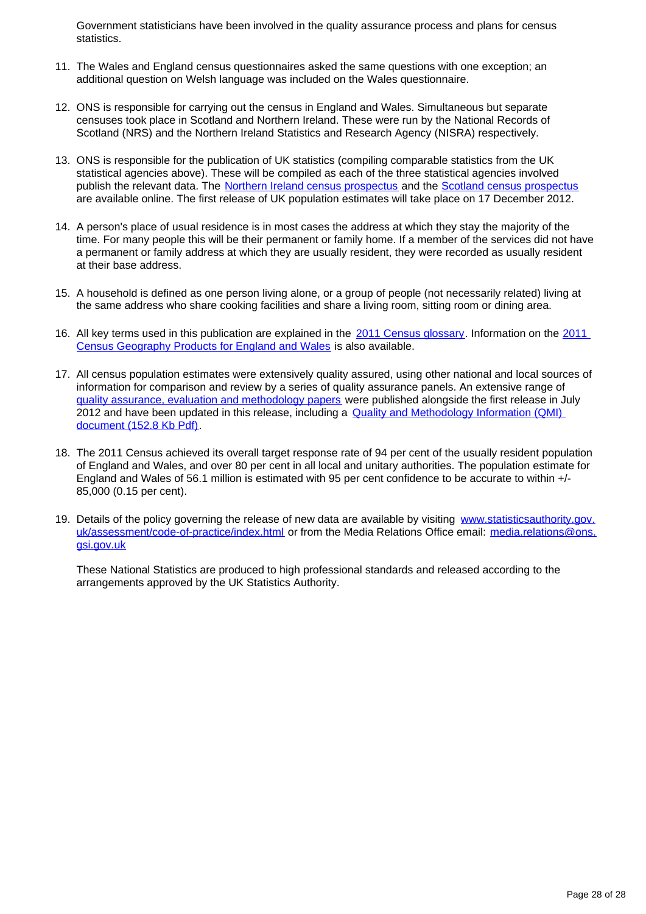Government statisticians have been involved in the quality assurance process and plans for census statistics.

11. The Wales and England census questionnaires asked the same questions with one exception; an additional question on Welsh language was included on the Wales questionnaire.

12. ONS is responsible for carrying out the census in England and Wales. Simultaneous but separate censuses took place in Scotland and Northern Ireland. These were run by the National Records of Scotland (NRS) and the Northern Ireland Statistics and Research Agency (NISRA) respectively.

13. ONS is responsible for the publication of UK statistics (compiling comparable statistics from the UK statistical agencies above). These will be compiled as each of the three statistical agencies involved publish the relevant data. The Northern Ireland census prospectus and the Scotland census prospectus are available online. The first release of UK population estimates will take place on 17 December 2012.

14. A person's place of usual residence is in most cases the address at which they stay the majority of the time. For many people this will be their permanent or family home. If a member of the services did not have a permanent or family address at which they are usually resident, they were recorded as usually resident at their base address.

15. A household is defined as one person living alone, or a group of people (not necessarily related) living at the same address who share cooking facilities and share a living room, sitting room or dining area.

16. All key terms used in this publication are explained in the 2011 Census glossary. Information on the 2011 Census Geography Products for England and Wales is also available.

17. All census population estimates were extensively quality assured, using other national and local sources of information for comparison and review by a series of quality assurance panels. An extensive range of quality assurance, evaluation and methodology papers were published alongside the first release in July 2012 and have been updated in this release, including a Quality and Methodology Information (QMI) document (152.8 Kb Pdf).

18. The 2011 Census achieved its overall target response rate of 94 per cent of the usually resident population of England and Wales, and over 80 per cent in all local and unitary authorities. The population estimate for England and Wales of 56.1 million is estimated with 95 per cent confidence to be accurate to within +/- 85,000 (0.15 per cent).

19. Details of the policy governing the release of new data are available by visiting www.statisticsauthority.gov.uk/assessment/code-of-practice/index.html or from the Media Relations Office email: media.relations@ons.gsi.gov.uk

These National Statistics are produced to high professional standards and released according to the arrangements approved by the UK Statistics Authority.